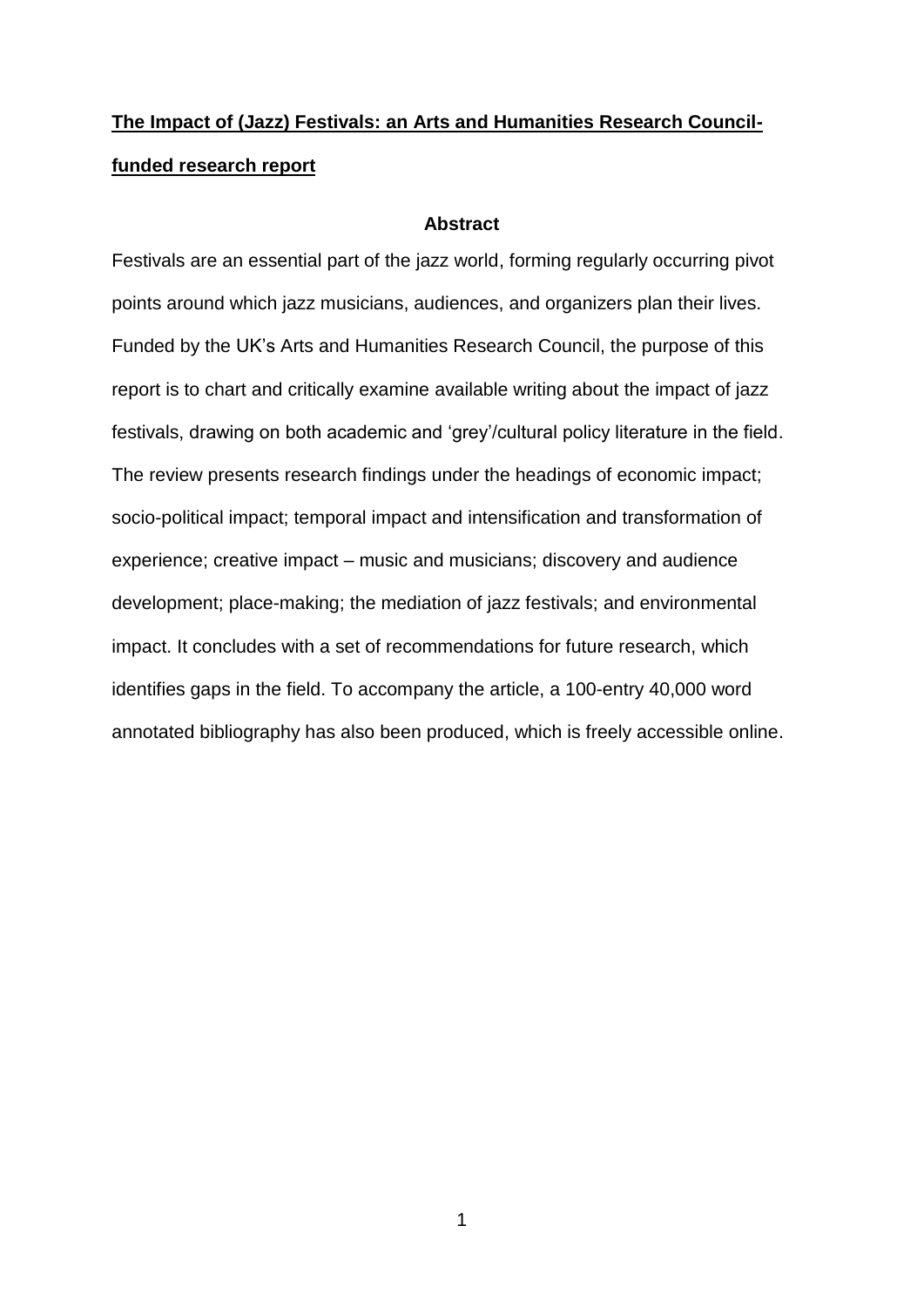# **The Impact of (Jazz) Festivals: an Arts and Humanities Research Council-funded research report**

## Abstract

Festivals are an essential part of the jazz world, forming regularly occurring pivot points around which jazz musicians, audiences, and organizers plan their lives. Funded by the UK's Arts and Humanities Research Council, the purpose of this report is to chart and critically examine available writing about the impact of jazz festivals, drawing on both academic and 'grey'/cultural policy literature in the field. The review presents research findings under the headings of economic impact; socio-political impact; temporal impact and intensification and transformation of experience; creative impact – music and musicians; discovery and audience development; place-making; the mediation of jazz festivals; and environmental impact. It concludes with a set of recommendations for future research, which identifies gaps in the field. To accompany the article, a 100-entry 40,000 word annotated bibliography has also been produced, which is freely accessible online.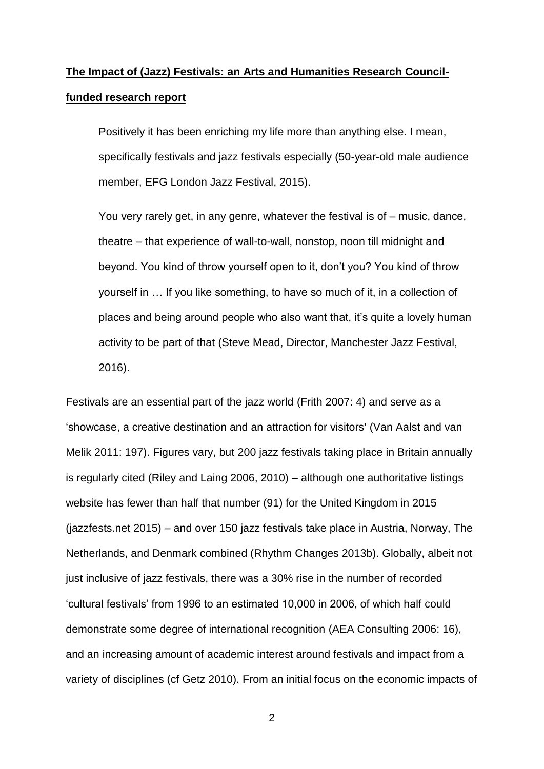**The Impact of (Jazz) Festivals: an Arts and Humanities Research Council-funded research report**

> Positively it has been enriching my life more than anything else. I mean, specifically festivals and jazz festivals especially (50-year-old male audience member, EFG London Jazz Festival, 2015).

> You very rarely get, in any genre, whatever the festival is of – music, dance, theatre – that experience of wall-to-wall, nonstop, noon till midnight and beyond. You kind of throw yourself open to it, don't you? You kind of throw yourself in … If you like something, to have so much of it, in a collection of places and being around people who also want that, it's quite a lovely human activity to be part of that (Steve Mead, Director, Manchester Jazz Festival, 2016).

Festivals are an essential part of the jazz world (Frith 2007: 4) and serve as a 'showcase, a creative destination and an attraction for visitors' (Van Aalst and van Melik 2011: 197). Figures vary, but 200 jazz festivals taking place in Britain annually is regularly cited (Riley and Laing 2006, 2010) – although one authoritative listings website has fewer than half that number (91) for the United Kingdom in 2015 (jazzfests.net 2015) – and over 150 jazz festivals take place in Austria, Norway, The Netherlands, and Denmark combined (Rhythm Changes 2013b). Globally, albeit not just inclusive of jazz festivals, there was a 30% rise in the number of recorded 'cultural festivals' from 1996 to an estimated 10,000 in 2006, of which half could demonstrate some degree of international recognition (AEA Consulting 2006: 16), and an increasing amount of academic interest around festivals and impact from a variety of disciplines (cf Getz 2010). From an initial focus on the economic impacts of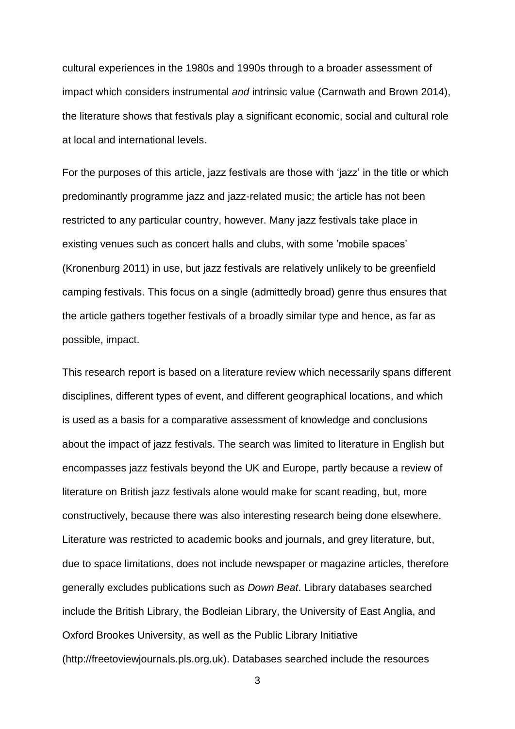cultural experiences in the 1980s and 1990s through to a broader assessment of impact which considers instrumental *and* intrinsic value (Carnwath and Brown 2014), the literature shows that festivals play a significant economic, social and cultural role at local and international levels.

For the purposes of this article, jazz festivals are those with 'jazz' in the title or which predominantly programme jazz and jazz-related music; the article has not been restricted to any particular country, however. Many jazz festivals take place in existing venues such as concert halls and clubs, with some 'mobile spaces' (Kronenburg 2011) in use, but jazz festivals are relatively unlikely to be greenfield camping festivals. This focus on a single (admittedly broad) genre thus ensures that the article gathers together festivals of a broadly similar type and hence, as far as possible, impact.

This research report is based on a literature review which necessarily spans different disciplines, different types of event, and different geographical locations, and which is used as a basis for a comparative assessment of knowledge and conclusions about the impact of jazz festivals. The search was limited to literature in English but encompasses jazz festivals beyond the UK and Europe, partly because a review of literature on British jazz festivals alone would make for scant reading, but, more constructively, because there was also interesting research being done elsewhere. Literature was restricted to academic books and journals, and grey literature, but, due to space limitations, does not include newspaper or magazine articles, therefore generally excludes publications such as *Down Beat*. Library databases searched include the British Library, the Bodleian Library, the University of East Anglia, and Oxford Brookes University, as well as the Public Library Initiative (http://freetoviewjournals.pls.org.uk). Databases searched include the resources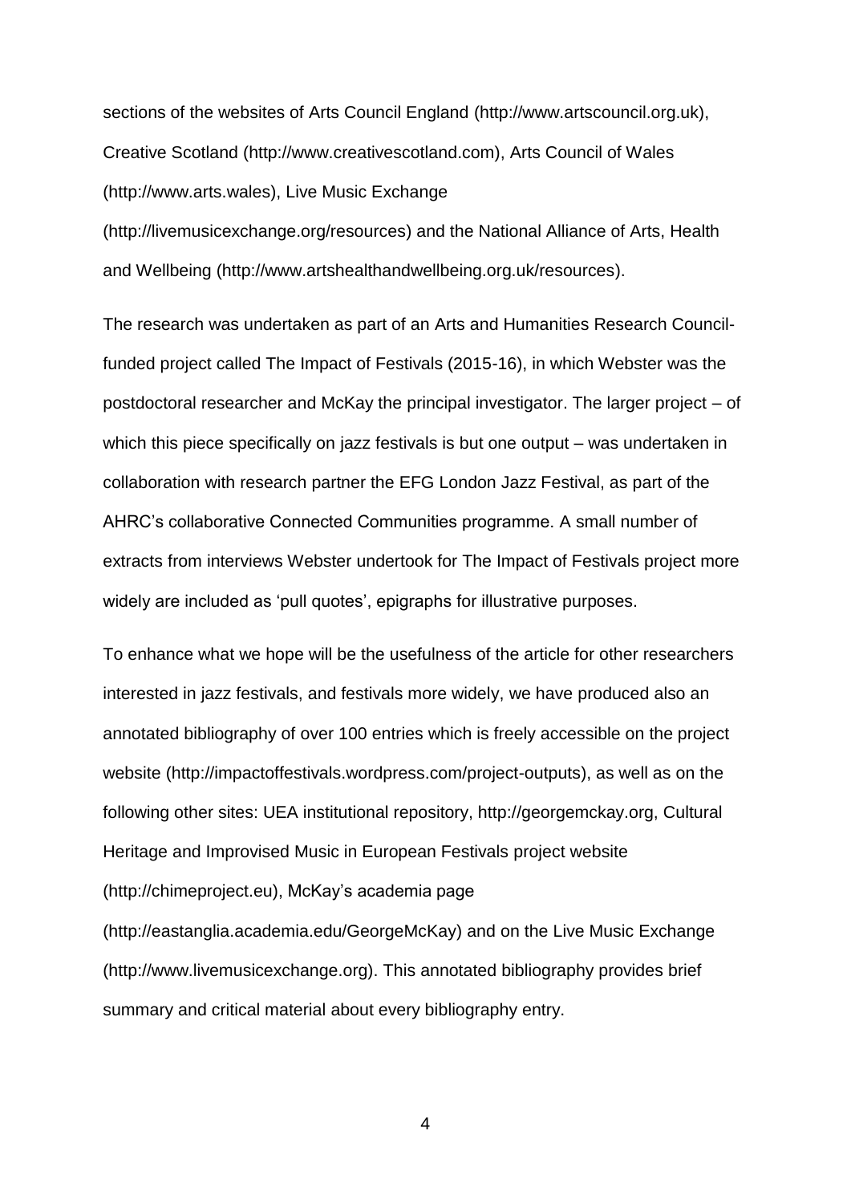sections of the websites of Arts Council England (http://www.artscouncil.org.uk), Creative Scotland (http://www.creativescotland.com), Arts Council of Wales (http://www.arts.wales), Live Music Exchange (http://livemusicexchange.org/resources) and the National Alliance of Arts, Health and Wellbeing (http://www.artshealthandwellbeing.org.uk/resources).

The research was undertaken as part of an Arts and Humanities Research Council-funded project called The Impact of Festivals (2015-16), in which Webster was the postdoctoral researcher and McKay the principal investigator. The larger project – of which this piece specifically on jazz festivals is but one output – was undertaken in collaboration with research partner the EFG London Jazz Festival, as part of the AHRC's collaborative Connected Communities programme. A small number of extracts from interviews Webster undertook for The Impact of Festivals project more widely are included as 'pull quotes', epigraphs for illustrative purposes.

To enhance what we hope will be the usefulness of the article for other researchers interested in jazz festivals, and festivals more widely, we have produced also an annotated bibliography of over 100 entries which is freely accessible on the project website (http://impactoffestivals.wordpress.com/project-outputs), as well as on the following other sites: UEA institutional repository, http://georgemckay.org, Cultural Heritage and Improvised Music in European Festivals project website (http://chimeproject.eu), McKay's academia page (http://eastanglia.academia.edu/GeorgeMcKay) and on the Live Music Exchange (http://www.livemusicexchange.org). This annotated bibliography provides brief summary and critical material about every bibliography entry.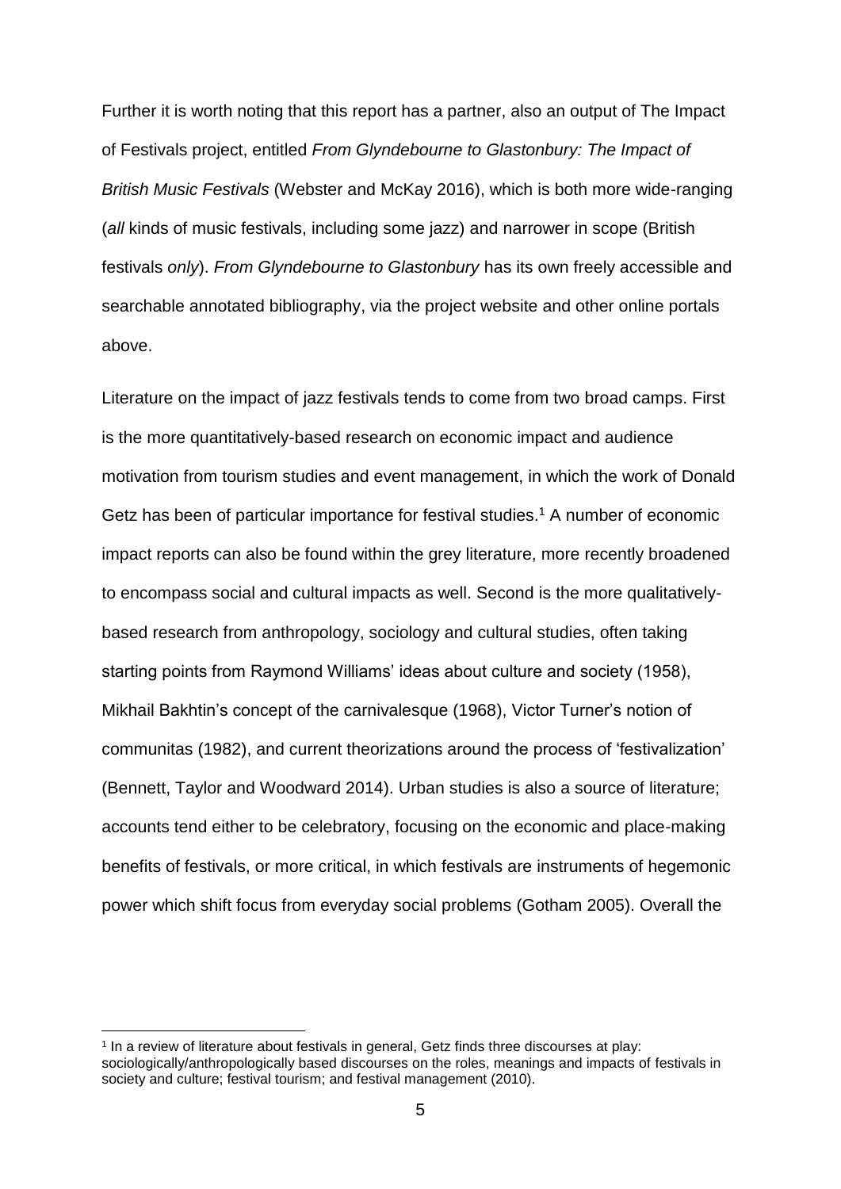Further it is worth noting that this report has a partner, also an output of The Impact of Festivals project, entitled *From Glyndebourne to Glastonbury: The Impact of British Music Festivals* (Webster and McKay 2016), which is both more wide-ranging (*all* kinds of music festivals, including some jazz) and narrower in scope (British festivals *only*). *From Glyndebourne to Glastonbury* has its own freely accessible and searchable annotated bibliography, via the project website and other online portals above.

Literature on the impact of jazz festivals tends to come from two broad camps. First is the more quantitatively-based research on economic impact and audience motivation from tourism studies and event management, in which the work of Donald Getz has been of particular importance for festival studies.[1] A number of economic impact reports can also be found within the grey literature, more recently broadened to encompass social and cultural impacts as well. Second is the more qualitatively-based research from anthropology, sociology and cultural studies, often taking starting points from Raymond Williams' ideas about culture and society (1958), Mikhail Bakhtin's concept of the carnivalesque (1968), Victor Turner's notion of communitas (1982), and current theorizations around the process of 'festivalization' (Bennett, Taylor and Woodward 2014). Urban studies is also a source of literature; accounts tend either to be celebratory, focusing on the economic and place-making benefits of festivals, or more critical, in which festivals are instruments of hegemonic power which shift focus from everyday social problems (Gotham 2005). Overall the

[1] In a review of literature about festivals in general, Getz finds three discourses at play: sociologically/anthropologically based discourses on the roles, meanings and impacts of festivals in society and culture; festival tourism; and festival management (2010).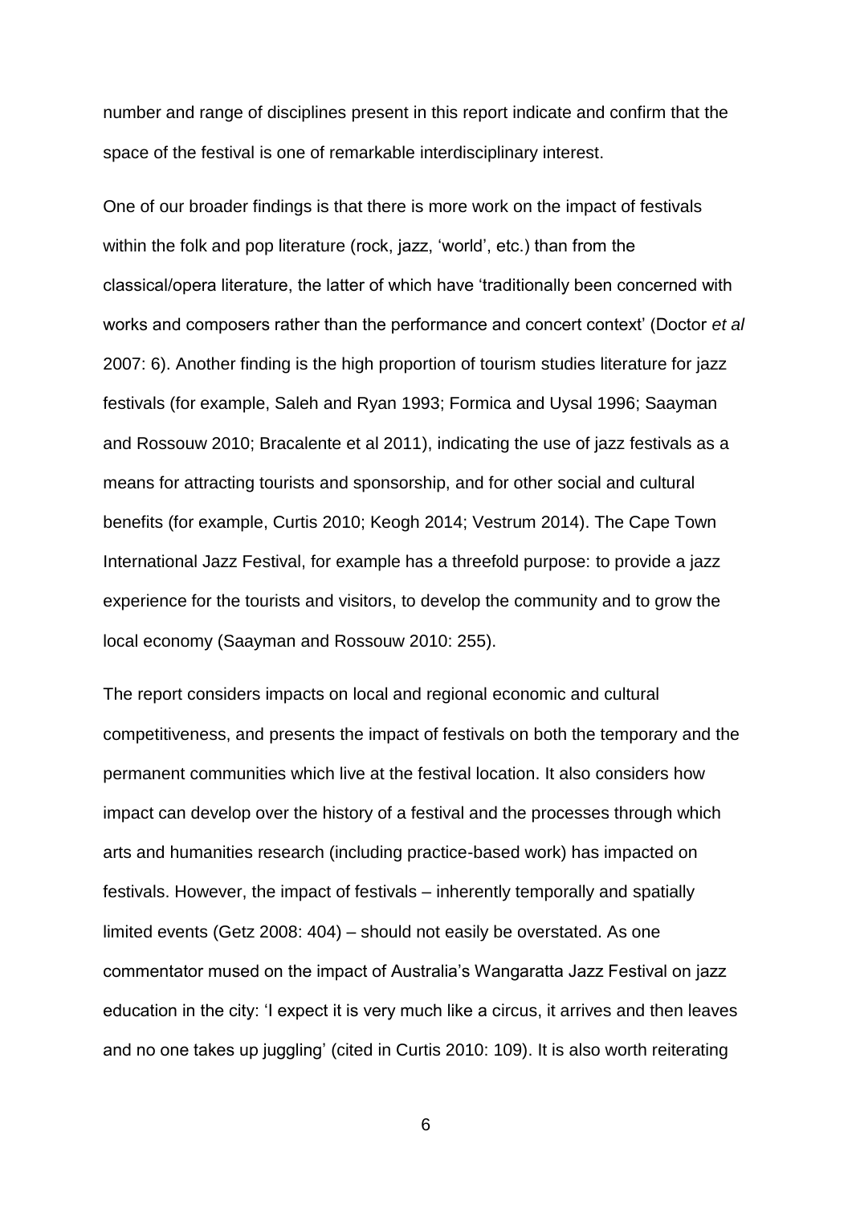number and range of disciplines present in this report indicate and confirm that the space of the festival is one of remarkable interdisciplinary interest.

One of our broader findings is that there is more work on the impact of festivals within the folk and pop literature (rock, jazz, 'world', etc.) than from the classical/opera literature, the latter of which have 'traditionally been concerned with works and composers rather than the performance and concert context' (Doctor *et al* 2007: 6). Another finding is the high proportion of tourism studies literature for jazz festivals (for example, Saleh and Ryan 1993; Formica and Uysal 1996; Saayman and Rossouw 2010; Bracalente et al 2011), indicating the use of jazz festivals as a means for attracting tourists and sponsorship, and for other social and cultural benefits (for example, Curtis 2010; Keogh 2014; Vestrum 2014). The Cape Town International Jazz Festival, for example has a threefold purpose: to provide a jazz experience for the tourists and visitors, to develop the community and to grow the local economy (Saayman and Rossouw 2010: 255).

The report considers impacts on local and regional economic and cultural competitiveness, and presents the impact of festivals on both the temporary and the permanent communities which live at the festival location. It also considers how impact can develop over the history of a festival and the processes through which arts and humanities research (including practice-based work) has impacted on festivals. However, the impact of festivals – inherently temporally and spatially limited events (Getz 2008: 404) – should not easily be overstated. As one commentator mused on the impact of Australia's Wangaratta Jazz Festival on jazz education in the city: 'I expect it is very much like a circus, it arrives and then leaves and no one takes up juggling' (cited in Curtis 2010: 109). It is also worth reiterating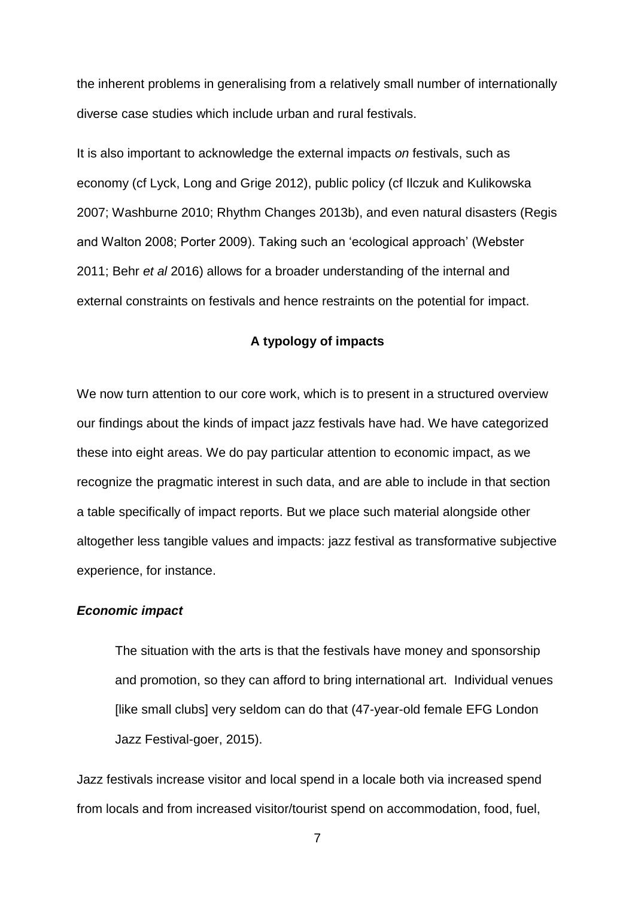the inherent problems in generalising from a relatively small number of internationally diverse case studies which include urban and rural festivals.

It is also important to acknowledge the external impacts *on* festivals, such as economy (cf Lyck, Long and Grige 2012), public policy (cf Ilczuk and Kulikowska 2007; Washburne 2010; Rhythm Changes 2013b), and even natural disasters (Regis and Walton 2008; Porter 2009). Taking such an 'ecological approach' (Webster 2011; Behr *et al* 2016) allows for a broader understanding of the internal and external constraints on festivals and hence restraints on the potential for impact.

## A typology of impacts

We now turn attention to our core work, which is to present in a structured overview our findings about the kinds of impact jazz festivals have had. We have categorized these into eight areas. We do pay particular attention to economic impact, as we recognize the pragmatic interest in such data, and are able to include in that section a table specifically of impact reports. But we place such material alongside other altogether less tangible values and impacts: jazz festival as transformative subjective experience, for instance.

### *Economic impact*

> The situation with the arts is that the festivals have money and sponsorship and promotion, so they can afford to bring international art. Individual venues [like small clubs] very seldom can do that (47-year-old female EFG London Jazz Festival-goer, 2015).

Jazz festivals increase visitor and local spend in a locale both via increased spend from locals and from increased visitor/tourist spend on accommodation, food, fuel,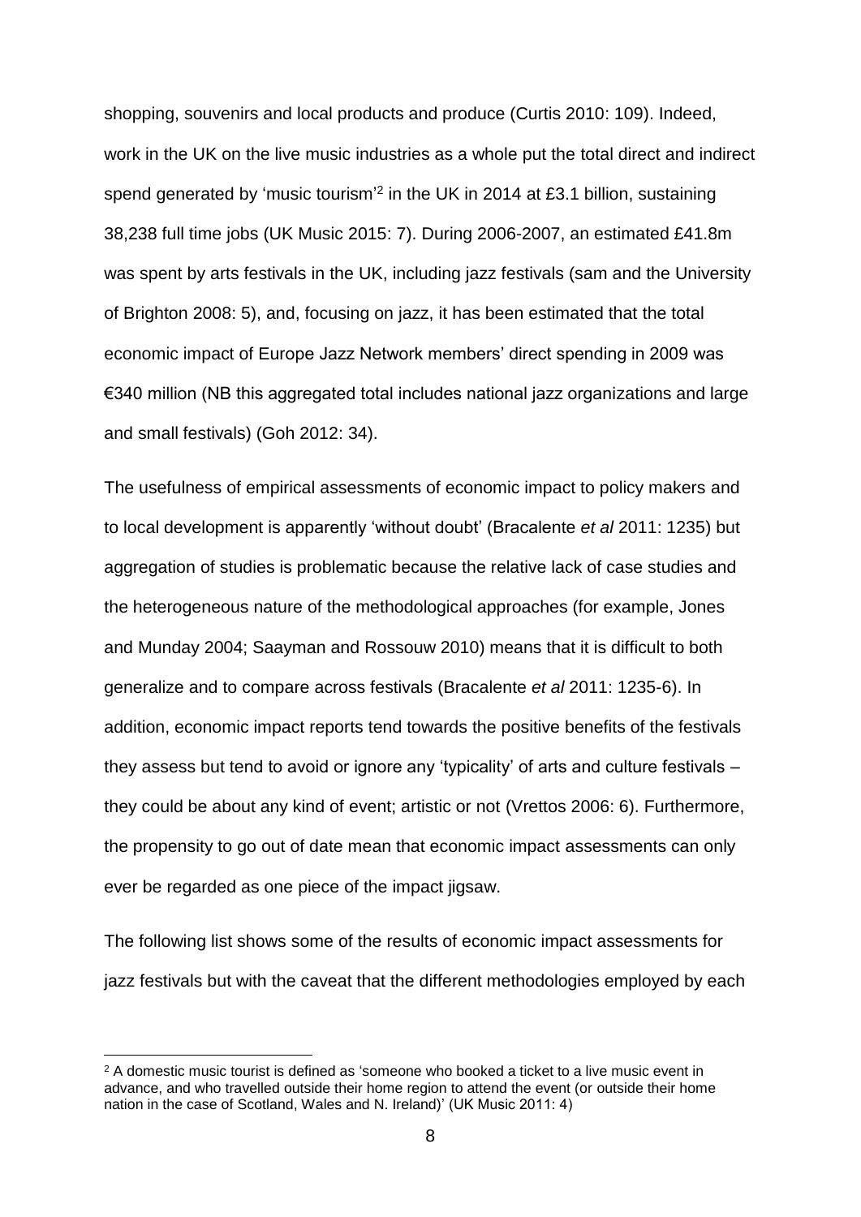shopping, souvenirs and local products and produce (Curtis 2010: 109). Indeed, work in the UK on the live music industries as a whole put the total direct and indirect spend generated by 'music tourism'[2] in the UK in 2014 at £3.1 billion, sustaining 38,238 full time jobs (UK Music 2015: 7). During 2006-2007, an estimated £41.8m was spent by arts festivals in the UK, including jazz festivals (sam and the University of Brighton 2008: 5), and, focusing on jazz, it has been estimated that the total economic impact of Europe Jazz Network members' direct spending in 2009 was €340 million (NB this aggregated total includes national jazz organizations and large and small festivals) (Goh 2012: 34).

The usefulness of empirical assessments of economic impact to policy makers and to local development is apparently 'without doubt' (Bracalente *et al* 2011: 1235) but aggregation of studies is problematic because the relative lack of case studies and the heterogeneous nature of the methodological approaches (for example, Jones and Munday 2004; Saayman and Rossouw 2010) means that it is difficult to both generalize and to compare across festivals (Bracalente *et al* 2011: 1235-6). In addition, economic impact reports tend towards the positive benefits of the festivals they assess but tend to avoid or ignore any 'typicality' of arts and culture festivals – they could be about any kind of event; artistic or not (Vrettos 2006: 6). Furthermore, the propensity to go out of date mean that economic impact assessments can only ever be regarded as one piece of the impact jigsaw.

The following list shows some of the results of economic impact assessments for jazz festivals but with the caveat that the different methodologies employed by each

[2] A domestic music tourist is defined as 'someone who booked a ticket to a live music event in advance, and who travelled outside their home region to attend the event (or outside their home nation in the case of Scotland, Wales and N. Ireland)' (UK Music 2011: 4)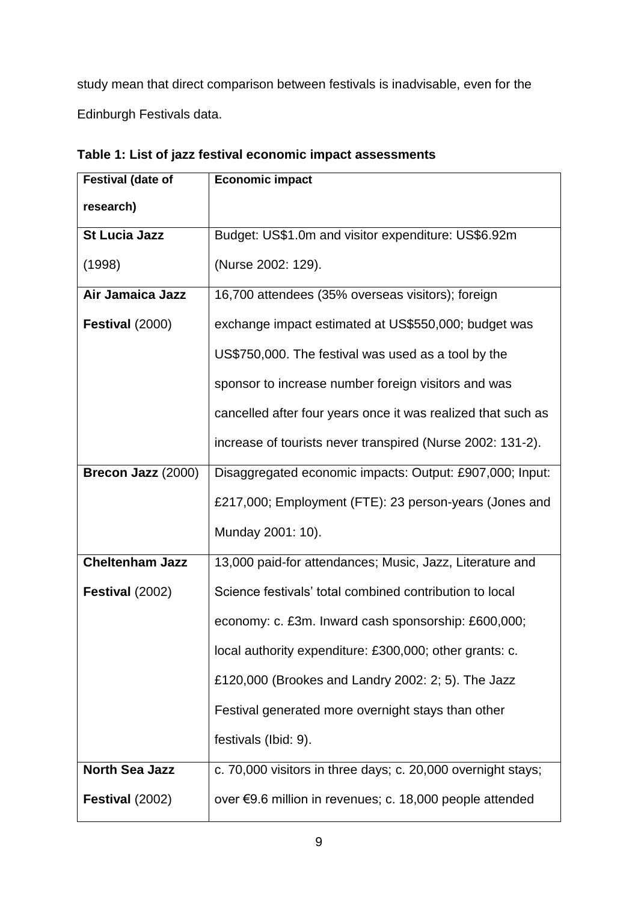study mean that direct comparison between festivals is inadvisable, even for the Edinburgh Festivals data.

**Table 1: List of jazz festival economic impact assessments**

| **Festival (date of research)** | **Economic impact** |
|---|---|
| **St Lucia Jazz** (1998) | Budget: US$1.0m and visitor expenditure: US$6.92m (Nurse 2002: 129). |
| **Air Jamaica Jazz Festival** (2000) | 16,700 attendees (35% overseas visitors); foreign exchange impact estimated at US$550,000; budget was US$750,000. The festival was used as a tool by the sponsor to increase number foreign visitors and was cancelled after four years once it was realized that such as increase of tourists never transpired (Nurse 2002: 131-2). |
| **Brecon Jazz** (2000) | Disaggregated economic impacts: Output: £907,000; Input: £217,000; Employment (FTE): 23 person-years (Jones and Munday 2001: 10). |
| **Cheltenham Jazz Festival** (2002) | 13,000 paid-for attendances; Music, Jazz, Literature and Science festivals' total combined contribution to local economy: c. £3m. Inward cash sponsorship: £600,000; local authority expenditure: £300,000; other grants: c. £120,000 (Brookes and Landry 2002: 2; 5). The Jazz Festival generated more overnight stays than other festivals (Ibid: 9). |
| **North Sea Jazz Festival** (2002) | c. 70,000 visitors in three days; c. 20,000 overnight stays; over €9.6 million in revenues; c. 18,000 people attended |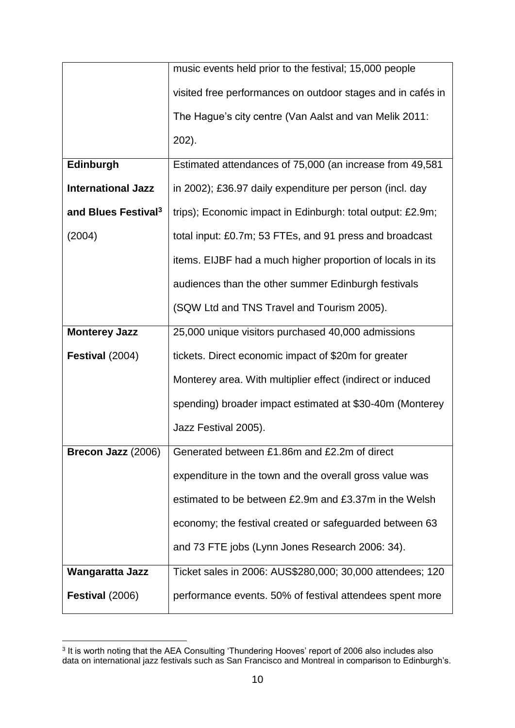| | |
|---|---|
| | music events held prior to the festival; 15,000 people visited free performances on outdoor stages and in cafés in The Hague's city centre (Van Aalst and van Melik 2011: 202). |
| **Edinburgh International Jazz and Blues Festival**[3] (2004) | Estimated attendances of 75,000 (an increase from 49,581 in 2002); £36.97 daily expenditure per person (incl. day trips); Economic impact in Edinburgh: total output: £2.9m; total input: £0.7m; 53 FTEs, and 91 press and broadcast items. EIJBF had a much higher proportion of locals in its audiences than the other summer Edinburgh festivals (SQW Ltd and TNS Travel and Tourism 2005). |
| **Monterey Jazz Festival** (2004) | 25,000 unique visitors purchased 40,000 admissions tickets. Direct economic impact of $20m for greater Monterey area. With multiplier effect (indirect or induced spending) broader impact estimated at $30-40m (Monterey Jazz Festival 2005). |
| **Brecon Jazz** (2006) | Generated between £1.86m and £2.2m of direct expenditure in the town and the overall gross value was estimated to be between £2.9m and £3.37m in the Welsh economy; the festival created or safeguarded between 63 and 73 FTE jobs (Lynn Jones Research 2006: 34). |
| **Wangaratta Jazz Festival** (2006) | Ticket sales in 2006: AUS$280,000; 30,000 attendees; 120 performance events. 50% of festival attendees spent more |

[3] It is worth noting that the AEA Consulting 'Thundering Hooves' report of 2006 also includes also data on international jazz festivals such as San Francisco and Montreal in comparison to Edinburgh's.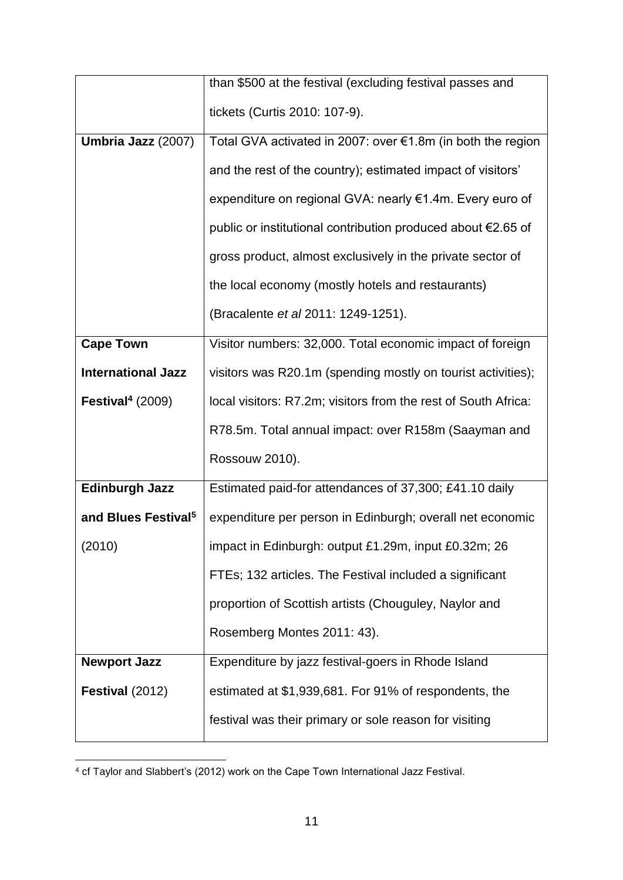| | |
|---|---|
| | than \$500 at the festival (excluding festival passes and tickets (Curtis 2010: 107-9). |
| **Umbria Jazz** (2007) | Total GVA activated in 2007: over €1.8m (in both the region and the rest of the country); estimated impact of visitors' expenditure on regional GVA: nearly €1.4m. Every euro of public or institutional contribution produced about €2.65 of gross product, almost exclusively in the private sector of the local economy (mostly hotels and restaurants) (Bracalente *et al* 2011: 1249-1251). |
| **Cape Town International Jazz Festival**[4] (2009) | Visitor numbers: 32,000. Total economic impact of foreign visitors was R20.1m (spending mostly on tourist activities); local visitors: R7.2m; visitors from the rest of South Africa: R78.5m. Total annual impact: over R158m (Saayman and Rossouw 2010). |
| **Edinburgh Jazz and Blues Festival**[5] (2010) | Estimated paid-for attendances of 37,300; £41.10 daily expenditure per person in Edinburgh; overall net economic impact in Edinburgh: output £1.29m, input £0.32m; 26 FTEs; 132 articles. The Festival included a significant proportion of Scottish artists (Chouguley, Naylor and Rosemberg Montes 2011: 43). |
| **Newport Jazz Festival** (2012) | Expenditure by jazz festival-goers in Rhode Island estimated at \$1,939,681. For 91% of respondents, the festival was their primary or sole reason for visiting |

[4] cf Taylor and Slabbert's (2012) work on the Cape Town International Jazz Festival.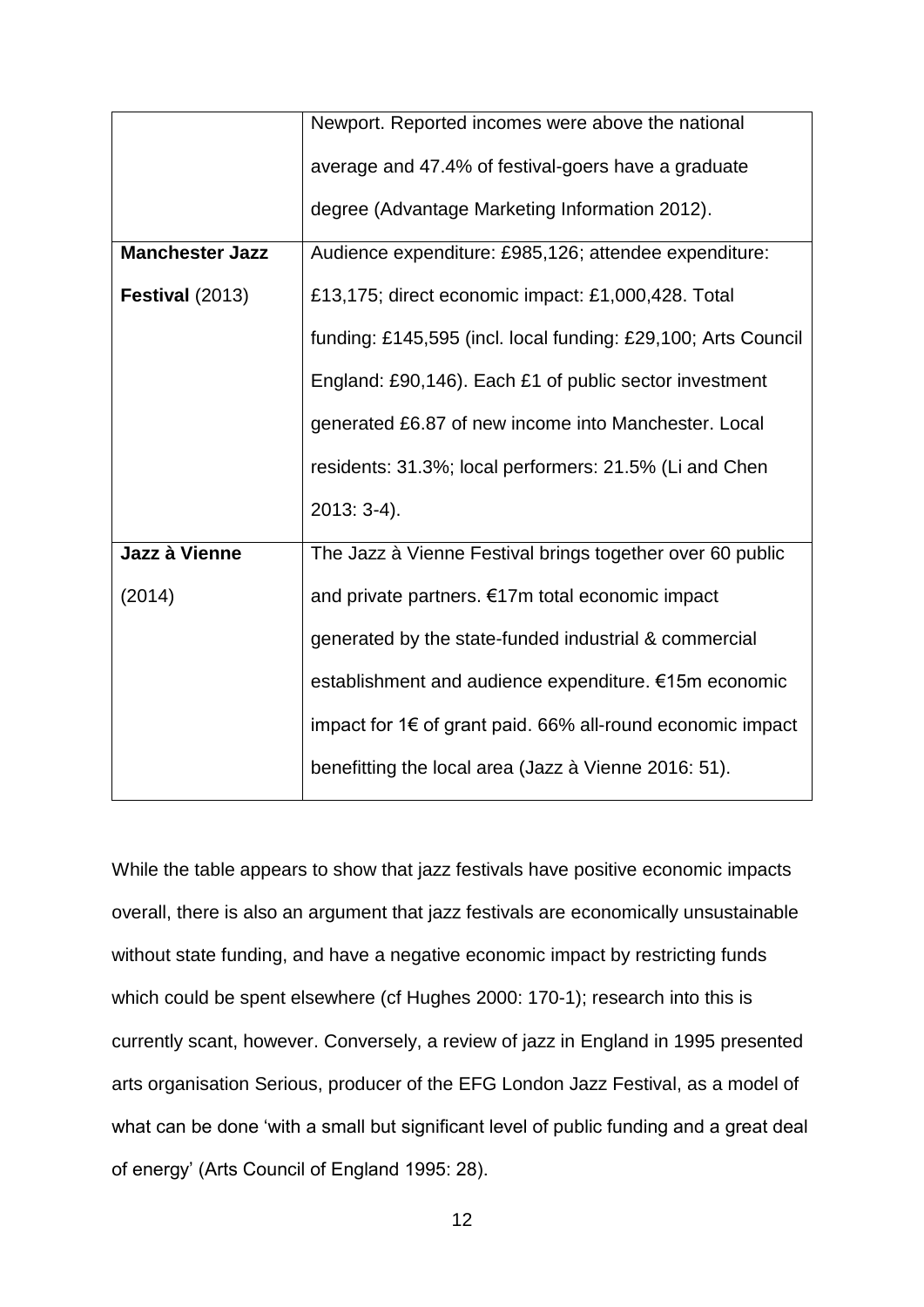| | |
|---|---|
| | Newport. Reported incomes were above the national average and 47.4% of festival-goers have a graduate degree (Advantage Marketing Information 2012). |
| **Manchester Jazz Festival** (2013) | Audience expenditure: £985,126; attendee expenditure: £13,175; direct economic impact: £1,000,428. Total funding: £145,595 (incl. local funding: £29,100; Arts Council England: £90,146). Each £1 of public sector investment generated £6.87 of new income into Manchester. Local residents: 31.3%; local performers: 21.5% (Li and Chen 2013: 3-4). |
| **Jazz à Vienne** (2014) | The Jazz à Vienne Festival brings together over 60 public and private partners. €17m total economic impact generated by the state-funded industrial & commercial establishment and audience expenditure. €15m economic impact for 1€ of grant paid. 66% all-round economic impact benefitting the local area (Jazz à Vienne 2016: 51). |

While the table appears to show that jazz festivals have positive economic impacts overall, there is also an argument that jazz festivals are economically unsustainable without state funding, and have a negative economic impact by restricting funds which could be spent elsewhere (cf Hughes 2000: 170-1); research into this is currently scant, however. Conversely, a review of jazz in England in 1995 presented arts organisation Serious, producer of the EFG London Jazz Festival, as a model of what can be done 'with a small but significant level of public funding and a great deal of energy' (Arts Council of England 1995: 28).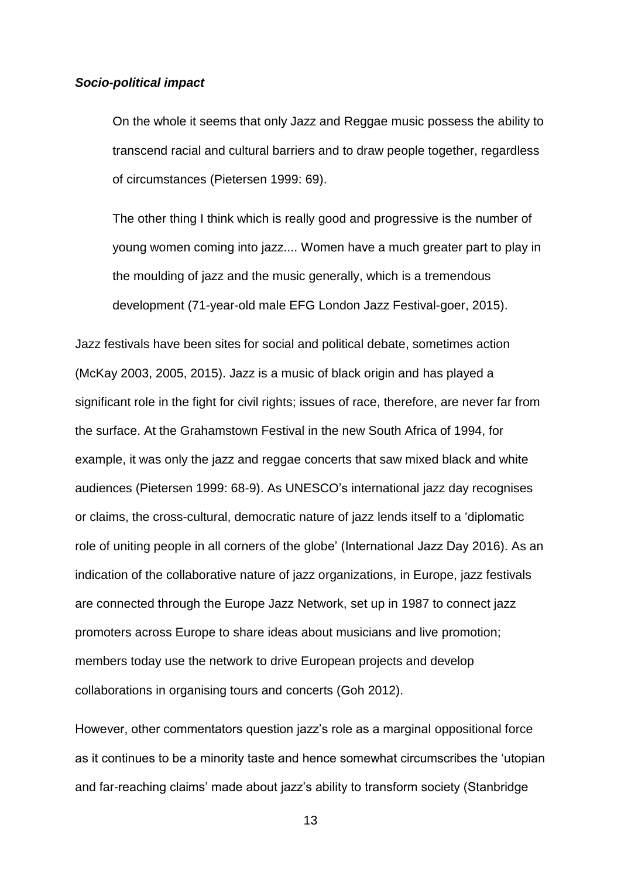***Socio-political impact***

> On the whole it seems that only Jazz and Reggae music possess the ability to transcend racial and cultural barriers and to draw people together, regardless of circumstances (Pietersen 1999: 69).

> The other thing I think which is really good and progressive is the number of young women coming into jazz.... Women have a much greater part to play in the moulding of jazz and the music generally, which is a tremendous development (71-year-old male EFG London Jazz Festival-goer, 2015).

Jazz festivals have been sites for social and political debate, sometimes action (McKay 2003, 2005, 2015). Jazz is a music of black origin and has played a significant role in the fight for civil rights; issues of race, therefore, are never far from the surface. At the Grahamstown Festival in the new South Africa of 1994, for example, it was only the jazz and reggae concerts that saw mixed black and white audiences (Pietersen 1999: 68-9). As UNESCO's international jazz day recognises or claims, the cross-cultural, democratic nature of jazz lends itself to a 'diplomatic role of uniting people in all corners of the globe' (International Jazz Day 2016). As an indication of the collaborative nature of jazz organizations, in Europe, jazz festivals are connected through the Europe Jazz Network, set up in 1987 to connect jazz promoters across Europe to share ideas about musicians and live promotion; members today use the network to drive European projects and develop collaborations in organising tours and concerts (Goh 2012).

However, other commentators question jazz's role as a marginal oppositional force as it continues to be a minority taste and hence somewhat circumscribes the 'utopian and far-reaching claims' made about jazz's ability to transform society (Stanbridge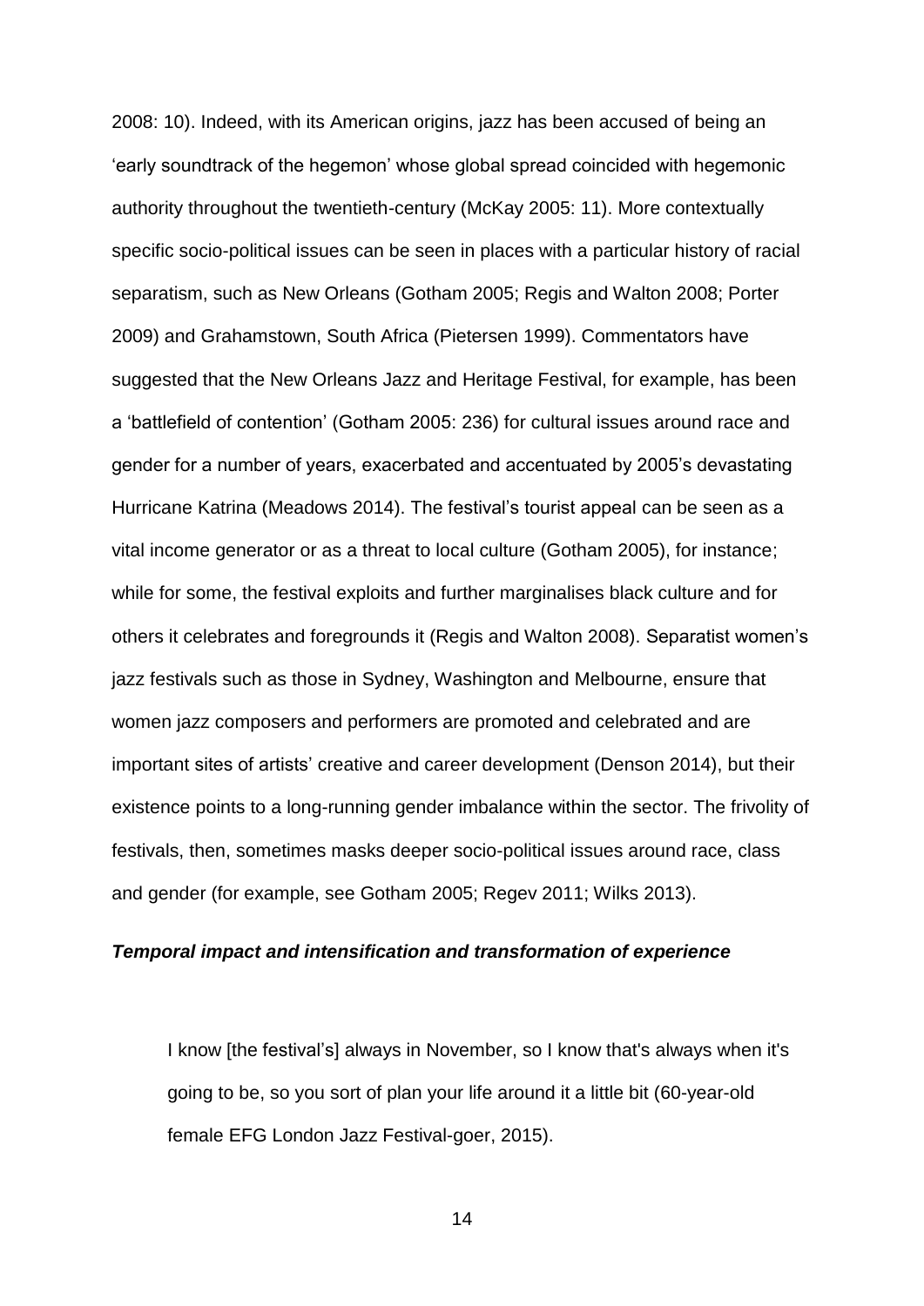2008: 10). Indeed, with its American origins, jazz has been accused of being an 'early soundtrack of the hegemon' whose global spread coincided with hegemonic authority throughout the twentieth-century (McKay 2005: 11). More contextually specific socio-political issues can be seen in places with a particular history of racial separatism, such as New Orleans (Gotham 2005; Regis and Walton 2008; Porter 2009) and Grahamstown, South Africa (Pietersen 1999). Commentators have suggested that the New Orleans Jazz and Heritage Festival, for example, has been a 'battlefield of contention' (Gotham 2005: 236) for cultural issues around race and gender for a number of years, exacerbated and accentuated by 2005's devastating Hurricane Katrina (Meadows 2014). The festival's tourist appeal can be seen as a vital income generator or as a threat to local culture (Gotham 2005), for instance; while for some, the festival exploits and further marginalises black culture and for others it celebrates and foregrounds it (Regis and Walton 2008). Separatist women's jazz festivals such as those in Sydney, Washington and Melbourne, ensure that women jazz composers and performers are promoted and celebrated and are important sites of artists' creative and career development (Denson 2014), but their existence points to a long-running gender imbalance within the sector. The frivolity of festivals, then, sometimes masks deeper socio-political issues around race, class and gender (for example, see Gotham 2005; Regev 2011; Wilks 2013).

### ***Temporal impact and intensification and transformation of experience***

> I know [the festival's] always in November, so I know that's always when it's going to be, so you sort of plan your life around it a little bit (60-year-old female EFG London Jazz Festival-goer, 2015).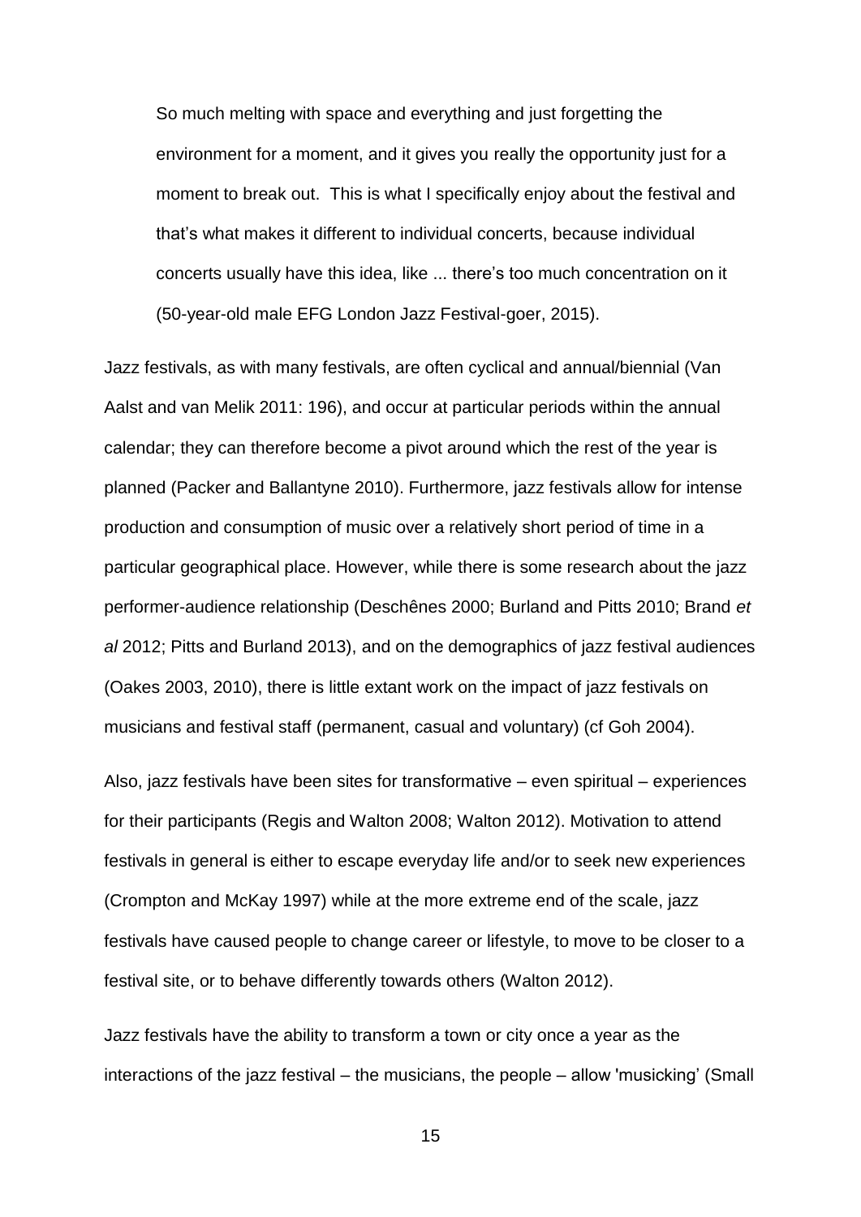> So much melting with space and everything and just forgetting the environment for a moment, and it gives you really the opportunity just for a moment to break out.  This is what I specifically enjoy about the festival and that's what makes it different to individual concerts, because individual concerts usually have this idea, like ... there's too much concentration on it (50-year-old male EFG London Jazz Festival-goer, 2015).

Jazz festivals, as with many festivals, are often cyclical and annual/biennial (Van Aalst and van Melik 2011: 196), and occur at particular periods within the annual calendar; they can therefore become a pivot around which the rest of the year is planned (Packer and Ballantyne 2010). Furthermore, jazz festivals allow for intense production and consumption of music over a relatively short period of time in a particular geographical place. However, while there is some research about the jazz performer-audience relationship (Deschênes 2000; Burland and Pitts 2010; Brand *et al* 2012; Pitts and Burland 2013), and on the demographics of jazz festival audiences (Oakes 2003, 2010), there is little extant work on the impact of jazz festivals on musicians and festival staff (permanent, casual and voluntary) (cf Goh 2004).

Also, jazz festivals have been sites for transformative – even spiritual – experiences for their participants (Regis and Walton 2008; Walton 2012). Motivation to attend festivals in general is either to escape everyday life and/or to seek new experiences (Crompton and McKay 1997) while at the more extreme end of the scale, jazz festivals have caused people to change career or lifestyle, to move to be closer to a festival site, or to behave differently towards others (Walton 2012).

Jazz festivals have the ability to transform a town or city once a year as the interactions of the jazz festival – the musicians, the people – allow 'musicking' (Small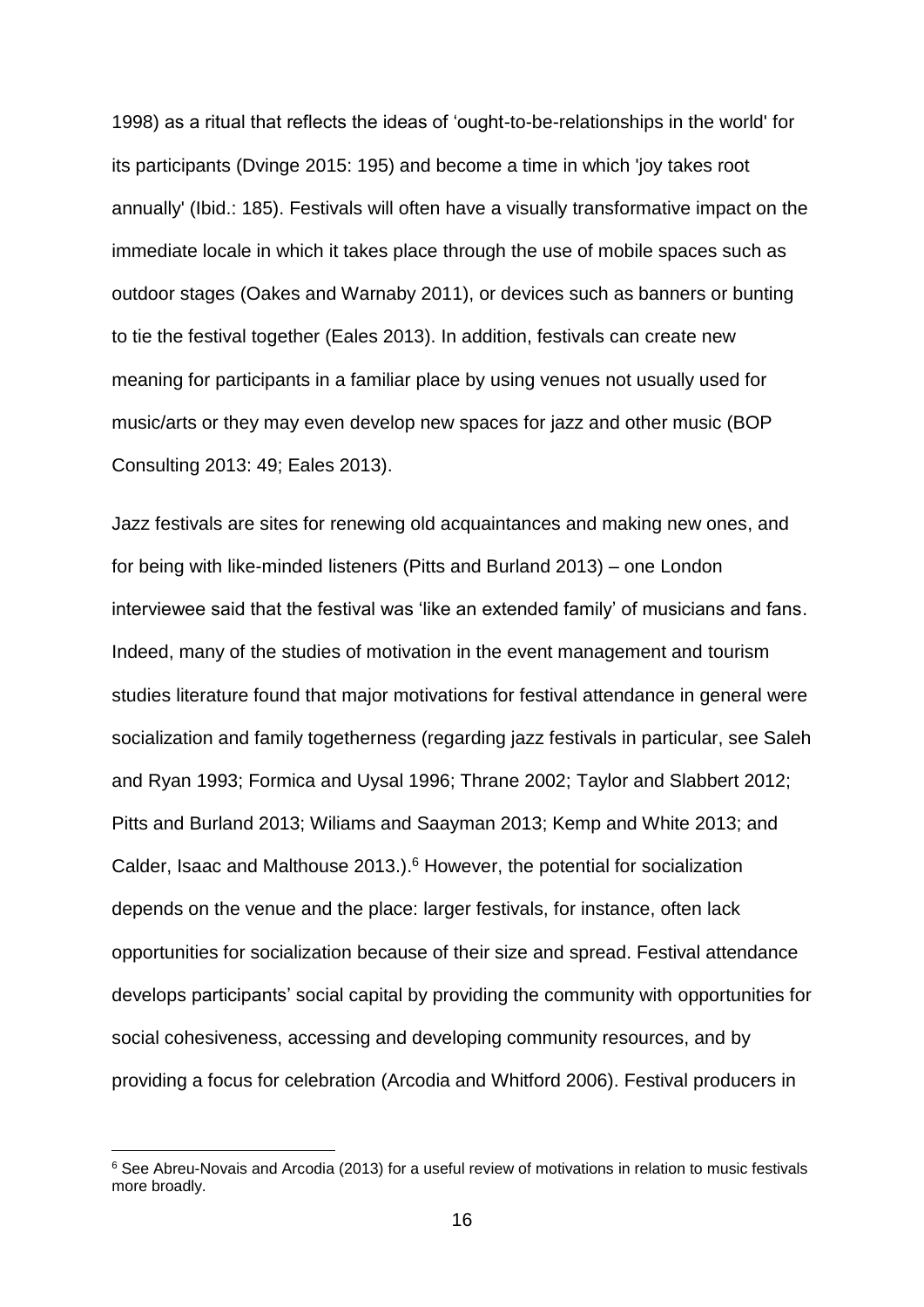1998) as a ritual that reflects the ideas of 'ought-to-be-relationships in the world' for its participants (Dvinge 2015: 195) and become a time in which 'joy takes root annually' (Ibid.: 185). Festivals will often have a visually transformative impact on the immediate locale in which it takes place through the use of mobile spaces such as outdoor stages (Oakes and Warnaby 2011), or devices such as banners or bunting to tie the festival together (Eales 2013). In addition, festivals can create new meaning for participants in a familiar place by using venues not usually used for music/arts or they may even develop new spaces for jazz and other music (BOP Consulting 2013: 49; Eales 2013).

Jazz festivals are sites for renewing old acquaintances and making new ones, and for being with like-minded listeners (Pitts and Burland 2013) – one London interviewee said that the festival was 'like an extended family' of musicians and fans. Indeed, many of the studies of motivation in the event management and tourism studies literature found that major motivations for festival attendance in general were socialization and family togetherness (regarding jazz festivals in particular, see Saleh and Ryan 1993; Formica and Uysal 1996; Thrane 2002; Taylor and Slabbert 2012; Pitts and Burland 2013; Wiliams and Saayman 2013; Kemp and White 2013; and Calder, Isaac and Malthouse 2013.).[6] However, the potential for socialization depends on the venue and the place: larger festivals, for instance, often lack opportunities for socialization because of their size and spread. Festival attendance develops participants' social capital by providing the community with opportunities for social cohesiveness, accessing and developing community resources, and by providing a focus for celebration (Arcodia and Whitford 2006). Festival producers in

[6] See Abreu-Novais and Arcodia (2013) for a useful review of motivations in relation to music festivals more broadly.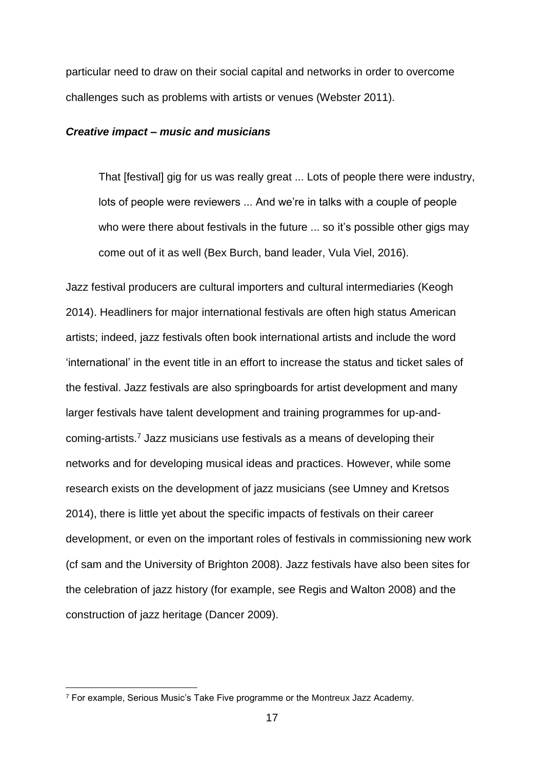particular need to draw on their social capital and networks in order to overcome challenges such as problems with artists or venues (Webster 2011).

***Creative impact – music and musicians***

> That [festival] gig for us was really great ... Lots of people there were industry, lots of people were reviewers ... And we're in talks with a couple of people who were there about festivals in the future ... so it's possible other gigs may come out of it as well (Bex Burch, band leader, Vula Viel, 2016).

Jazz festival producers are cultural importers and cultural intermediaries (Keogh 2014). Headliners for major international festivals are often high status American artists; indeed, jazz festivals often book international artists and include the word 'international' in the event title in an effort to increase the status and ticket sales of the festival. Jazz festivals are also springboards for artist development and many larger festivals have talent development and training programmes for up-and-coming-artists.[7] Jazz musicians use festivals as a means of developing their networks and for developing musical ideas and practices. However, while some research exists on the development of jazz musicians (see Umney and Kretsos 2014), there is little yet about the specific impacts of festivals on their career development, or even on the important roles of festivals in commissioning new work (cf sam and the University of Brighton 2008). Jazz festivals have also been sites for the celebration of jazz history (for example, see Regis and Walton 2008) and the construction of jazz heritage (Dancer 2009).

[7] For example, Serious Music's Take Five programme or the Montreux Jazz Academy.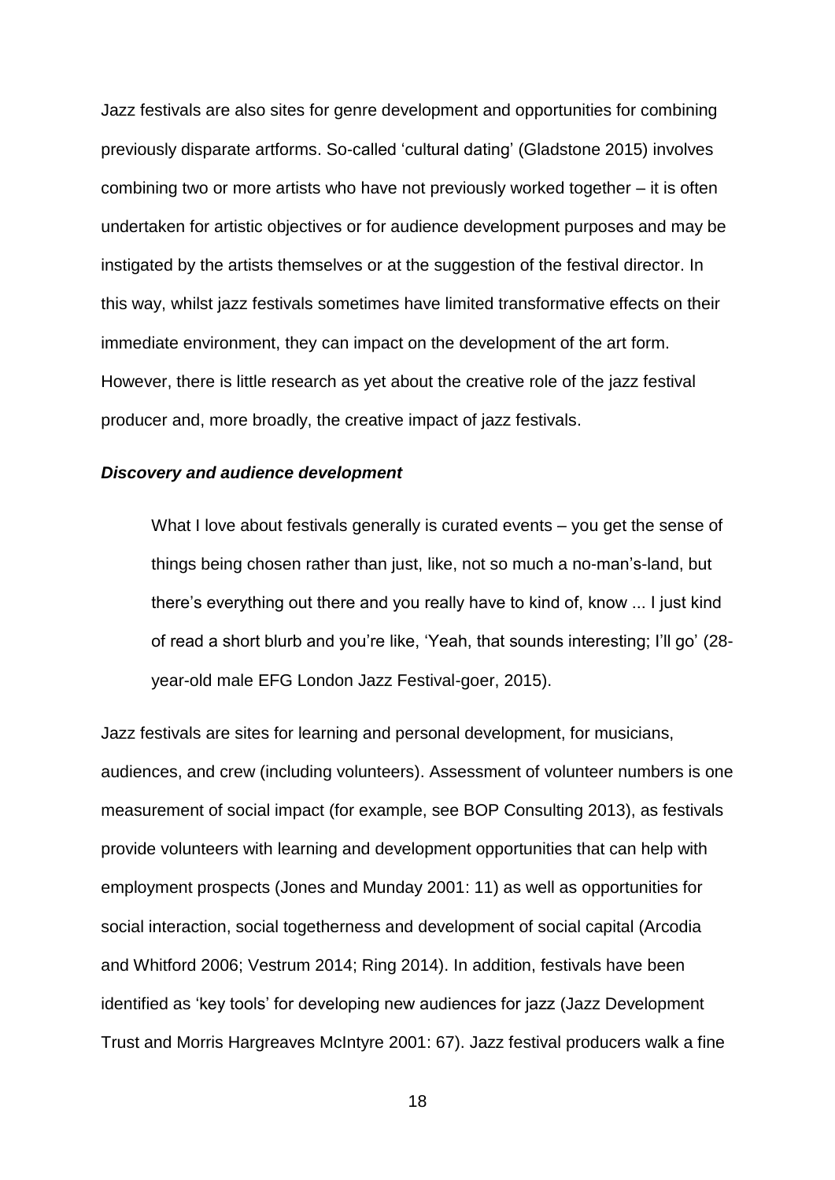Jazz festivals are also sites for genre development and opportunities for combining previously disparate artforms. So-called 'cultural dating' (Gladstone 2015) involves combining two or more artists who have not previously worked together – it is often undertaken for artistic objectives or for audience development purposes and may be instigated by the artists themselves or at the suggestion of the festival director. In this way, whilst jazz festivals sometimes have limited transformative effects on their immediate environment, they can impact on the development of the art form. However, there is little research as yet about the creative role of the jazz festival producer and, more broadly, the creative impact of jazz festivals.

### ***Discovery and audience development***

> What I love about festivals generally is curated events – you get the sense of things being chosen rather than just, like, not so much a no-man's-land, but there's everything out there and you really have to kind of, know ... I just kind of read a short blurb and you're like, 'Yeah, that sounds interesting; I'll go' (28-year-old male EFG London Jazz Festival-goer, 2015).

Jazz festivals are sites for learning and personal development, for musicians, audiences, and crew (including volunteers). Assessment of volunteer numbers is one measurement of social impact (for example, see BOP Consulting 2013), as festivals provide volunteers with learning and development opportunities that can help with employment prospects (Jones and Munday 2001: 11) as well as opportunities for social interaction, social togetherness and development of social capital (Arcodia and Whitford 2006; Vestrum 2014; Ring 2014). In addition, festivals have been identified as 'key tools' for developing new audiences for jazz (Jazz Development Trust and Morris Hargreaves McIntyre 2001: 67). Jazz festival producers walk a fine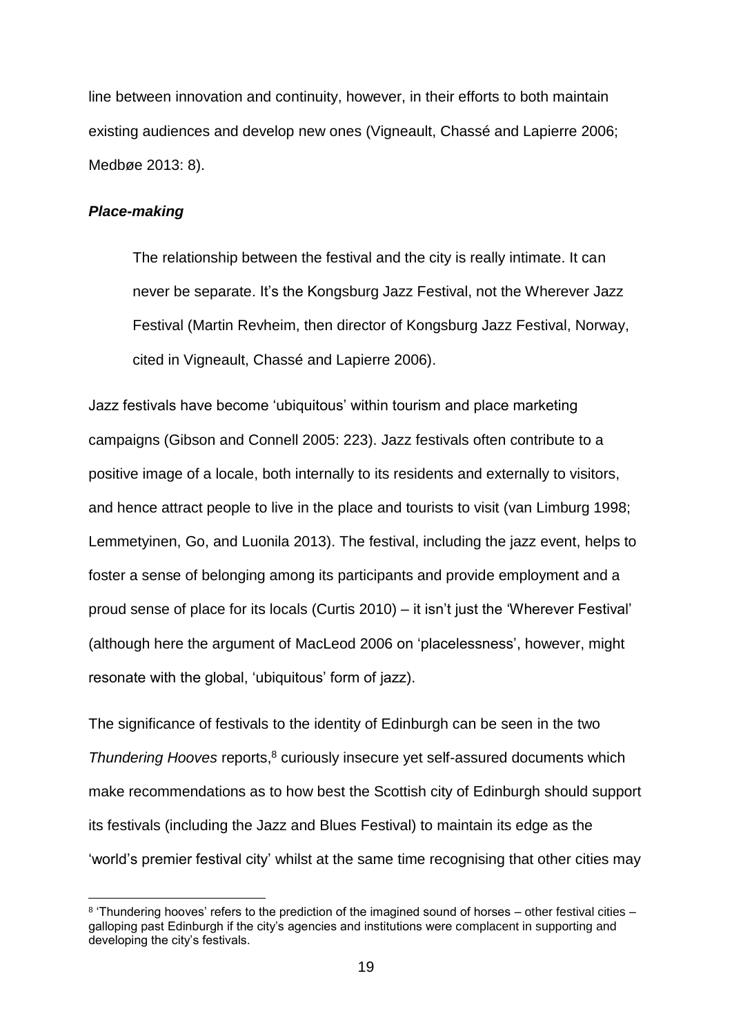line between innovation and continuity, however, in their efforts to both maintain existing audiences and develop new ones (Vigneault, Chassé and Lapierre 2006; Medbøe 2013: 8).

### ***Place-making***

> The relationship between the festival and the city is really intimate. It can never be separate. It's the Kongsburg Jazz Festival, not the Wherever Jazz Festival (Martin Revheim, then director of Kongsburg Jazz Festival, Norway, cited in Vigneault, Chassé and Lapierre 2006).

Jazz festivals have become 'ubiquitous' within tourism and place marketing campaigns (Gibson and Connell 2005: 223). Jazz festivals often contribute to a positive image of a locale, both internally to its residents and externally to visitors, and hence attract people to live in the place and tourists to visit (van Limburg 1998; Lemmetyinen, Go, and Luonila 2013). The festival, including the jazz event, helps to foster a sense of belonging among its participants and provide employment and a proud sense of place for its locals (Curtis 2010) – it isn't just the 'Wherever Festival' (although here the argument of MacLeod 2006 on 'placelessness', however, might resonate with the global, 'ubiquitous' form of jazz).

The significance of festivals to the identity of Edinburgh can be seen in the two *Thundering Hooves* reports,[8] curiously insecure yet self-assured documents which make recommendations as to how best the Scottish city of Edinburgh should support its festivals (including the Jazz and Blues Festival) to maintain its edge as the 'world's premier festival city' whilst at the same time recognising that other cities may

[8] 'Thundering hooves' refers to the prediction of the imagined sound of horses – other festival cities – galloping past Edinburgh if the city's agencies and institutions were complacent in supporting and developing the city's festivals.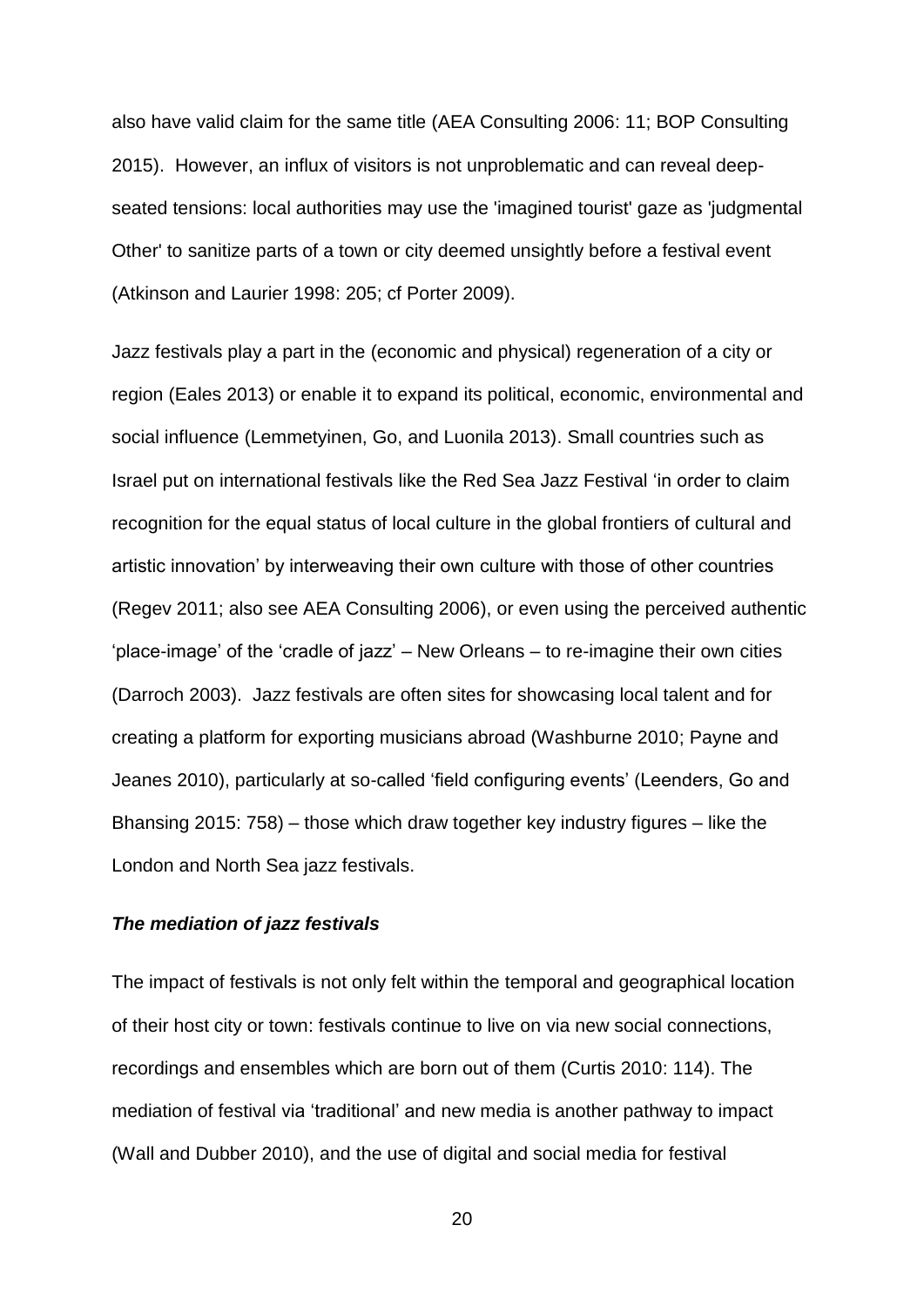also have valid claim for the same title (AEA Consulting 2006: 11; BOP Consulting 2015). However, an influx of visitors is not unproblematic and can reveal deep-seated tensions: local authorities may use the 'imagined tourist' gaze as 'judgmental Other' to sanitize parts of a town or city deemed unsightly before a festival event (Atkinson and Laurier 1998: 205; cf Porter 2009).

Jazz festivals play a part in the (economic and physical) regeneration of a city or region (Eales 2013) or enable it to expand its political, economic, environmental and social influence (Lemmetyinen, Go, and Luonila 2013). Small countries such as Israel put on international festivals like the Red Sea Jazz Festival 'in order to claim recognition for the equal status of local culture in the global frontiers of cultural and artistic innovation' by interweaving their own culture with those of other countries (Regev 2011; also see AEA Consulting 2006), or even using the perceived authentic 'place-image' of the 'cradle of jazz' – New Orleans – to re-imagine their own cities (Darroch 2003). Jazz festivals are often sites for showcasing local talent and for creating a platform for exporting musicians abroad (Washburne 2010; Payne and Jeanes 2010), particularly at so-called 'field configuring events' (Leenders, Go and Bhansing 2015: 758) – those which draw together key industry figures – like the London and North Sea jazz festivals.

### *The mediation of jazz festivals*

The impact of festivals is not only felt within the temporal and geographical location of their host city or town: festivals continue to live on via new social connections, recordings and ensembles which are born out of them (Curtis 2010: 114). The mediation of festival via 'traditional' and new media is another pathway to impact (Wall and Dubber 2010), and the use of digital and social media for festival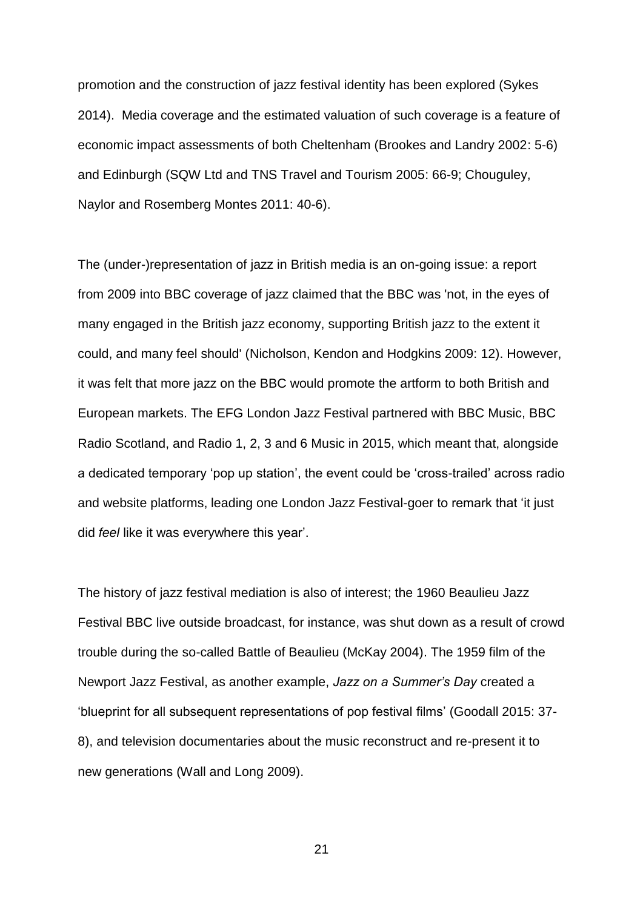promotion and the construction of jazz festival identity has been explored (Sykes 2014). Media coverage and the estimated valuation of such coverage is a feature of economic impact assessments of both Cheltenham (Brookes and Landry 2002: 5-6) and Edinburgh (SQW Ltd and TNS Travel and Tourism 2005: 66-9; Chouguley, Naylor and Rosemberg Montes 2011: 40-6).

The (under-)representation of jazz in British media is an on-going issue: a report from 2009 into BBC coverage of jazz claimed that the BBC was 'not, in the eyes of many engaged in the British jazz economy, supporting British jazz to the extent it could, and many feel should' (Nicholson, Kendon and Hodgkins 2009: 12). However, it was felt that more jazz on the BBC would promote the artform to both British and European markets. The EFG London Jazz Festival partnered with BBC Music, BBC Radio Scotland, and Radio 1, 2, 3 and 6 Music in 2015, which meant that, alongside a dedicated temporary 'pop up station', the event could be 'cross-trailed' across radio and website platforms, leading one London Jazz Festival-goer to remark that 'it just did *feel* like it was everywhere this year'.

The history of jazz festival mediation is also of interest; the 1960 Beaulieu Jazz Festival BBC live outside broadcast, for instance, was shut down as a result of crowd trouble during the so-called Battle of Beaulieu (McKay 2004). The 1959 film of the Newport Jazz Festival, as another example, *Jazz on a Summer's Day* created a 'blueprint for all subsequent representations of pop festival films' (Goodall 2015: 37-8), and television documentaries about the music reconstruct and re-present it to new generations (Wall and Long 2009).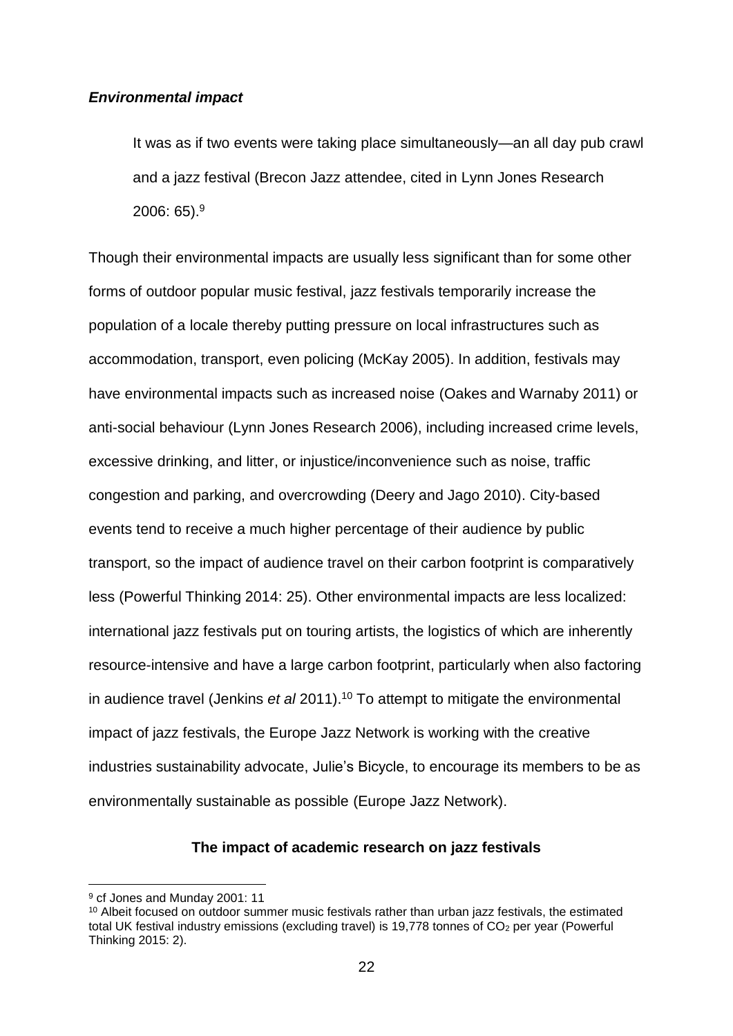### *Environmental impact*

> It was as if two events were taking place simultaneously—an all day pub crawl and a jazz festival (Brecon Jazz attendee, cited in Lynn Jones Research 2006: 65).[9]

Though their environmental impacts are usually less significant than for some other forms of outdoor popular music festival, jazz festivals temporarily increase the population of a locale thereby putting pressure on local infrastructures such as accommodation, transport, even policing (McKay 2005). In addition, festivals may have environmental impacts such as increased noise (Oakes and Warnaby 2011) or anti-social behaviour (Lynn Jones Research 2006), including increased crime levels, excessive drinking, and litter, or injustice/inconvenience such as noise, traffic congestion and parking, and overcrowding (Deery and Jago 2010). City-based events tend to receive a much higher percentage of their audience by public transport, so the impact of audience travel on their carbon footprint is comparatively less (Powerful Thinking 2014: 25). Other environmental impacts are less localized: international jazz festivals put on touring artists, the logistics of which are inherently resource-intensive and have a large carbon footprint, particularly when also factoring in audience travel (Jenkins *et al* 2011).[10] To attempt to mitigate the environmental impact of jazz festivals, the Europe Jazz Network is working with the creative industries sustainability advocate, Julie's Bicycle, to encourage its members to be as environmentally sustainable as possible (Europe Jazz Network).

## The impact of academic research on jazz festivals

---

[9] cf Jones and Munday 2001: 11

[10] Albeit focused on outdoor summer music festivals rather than urban jazz festivals, the estimated total UK festival industry emissions (excluding travel) is 19,778 tonnes of $CO_2$ per year (Powerful Thinking 2015: 2).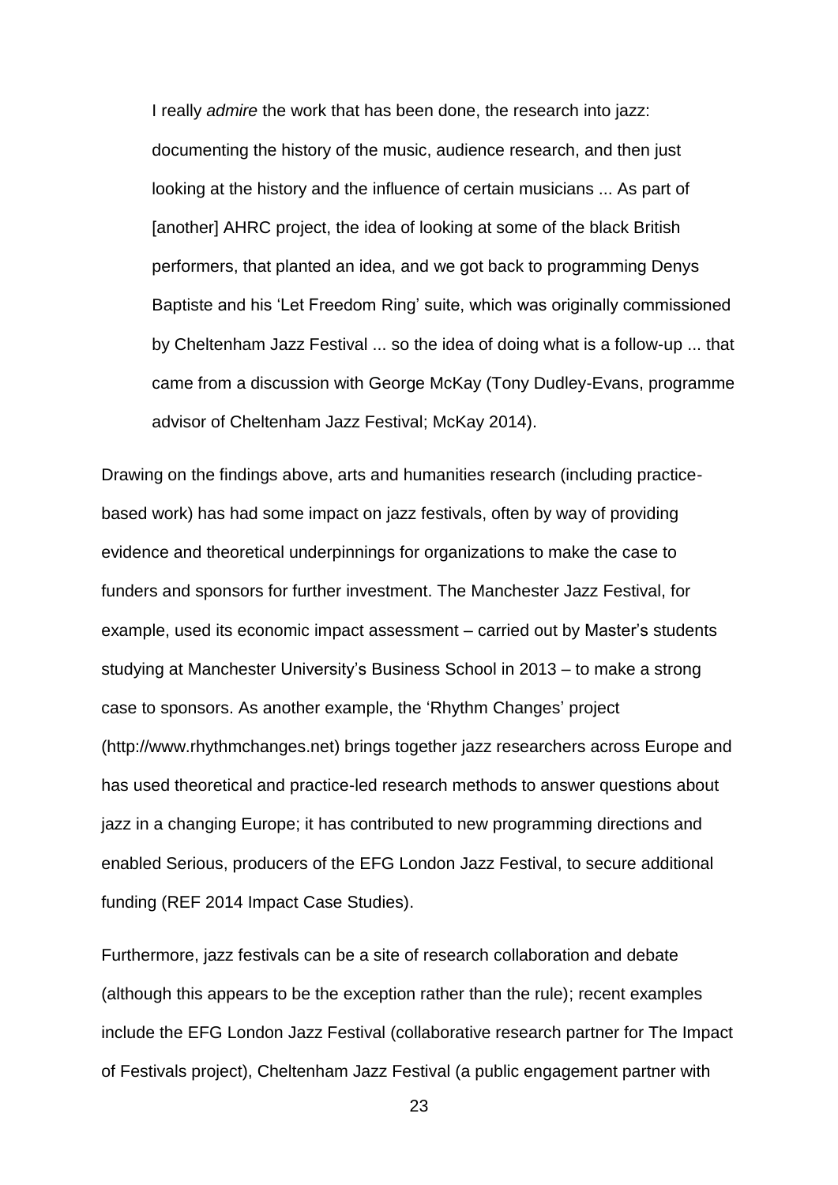> I really *admire* the work that has been done, the research into jazz: documenting the history of the music, audience research, and then just looking at the history and the influence of certain musicians ... As part of [another] AHRC project, the idea of looking at some of the black British performers, that planted an idea, and we got back to programming Denys Baptiste and his 'Let Freedom Ring' suite, which was originally commissioned by Cheltenham Jazz Festival ... so the idea of doing what is a follow-up ... that came from a discussion with George McKay (Tony Dudley-Evans, programme advisor of Cheltenham Jazz Festival; McKay 2014).

Drawing on the findings above, arts and humanities research (including practice-based work) has had some impact on jazz festivals, often by way of providing evidence and theoretical underpinnings for organizations to make the case to funders and sponsors for further investment. The Manchester Jazz Festival, for example, used its economic impact assessment – carried out by Master's students studying at Manchester University's Business School in 2013 – to make a strong case to sponsors. As another example, the 'Rhythm Changes' project (http://www.rhythmchanges.net) brings together jazz researchers across Europe and has used theoretical and practice-led research methods to answer questions about jazz in a changing Europe; it has contributed to new programming directions and enabled Serious, producers of the EFG London Jazz Festival, to secure additional funding (REF 2014 Impact Case Studies).

Furthermore, jazz festivals can be a site of research collaboration and debate (although this appears to be the exception rather than the rule); recent examples include the EFG London Jazz Festival (collaborative research partner for The Impact of Festivals project), Cheltenham Jazz Festival (a public engagement partner with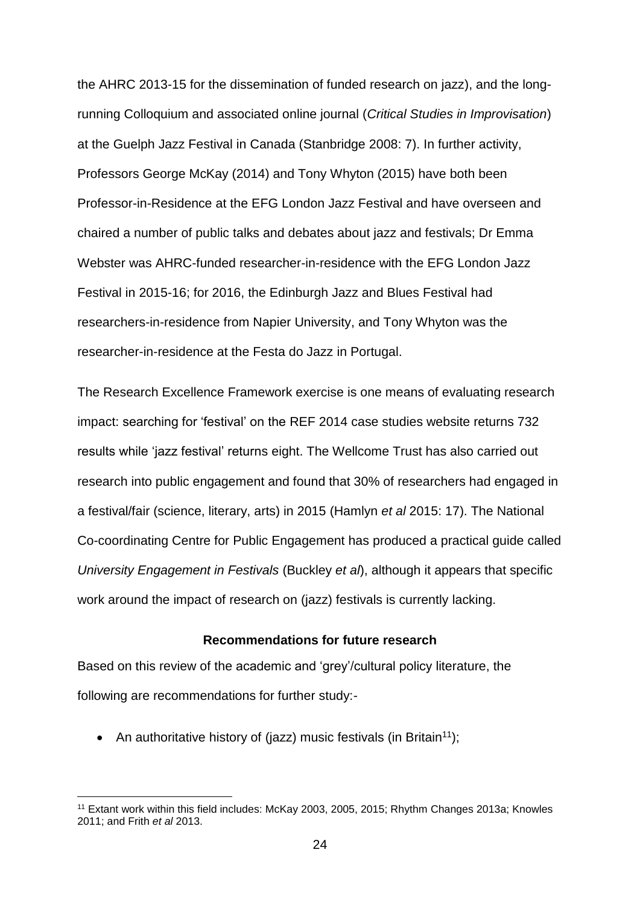the AHRC 2013-15 for the dissemination of funded research on jazz), and the long-running Colloquium and associated online journal (*Critical Studies in Improvisation*) at the Guelph Jazz Festival in Canada (Stanbridge 2008: 7). In further activity, Professors George McKay (2014) and Tony Whyton (2015) have both been Professor-in-Residence at the EFG London Jazz Festival and have overseen and chaired a number of public talks and debates about jazz and festivals; Dr Emma Webster was AHRC-funded researcher-in-residence with the EFG London Jazz Festival in 2015-16; for 2016, the Edinburgh Jazz and Blues Festival had researchers-in-residence from Napier University, and Tony Whyton was the researcher-in-residence at the Festa do Jazz in Portugal.

The Research Excellence Framework exercise is one means of evaluating research impact: searching for 'festival' on the REF 2014 case studies website returns 732 results while 'jazz festival' returns eight. The Wellcome Trust has also carried out research into public engagement and found that 30% of researchers had engaged in a festival/fair (science, literary, arts) in 2015 (Hamlyn *et al* 2015: 17). The National Co-coordinating Centre for Public Engagement has produced a practical guide called *University Engagement in Festivals* (Buckley *et al*), although it appears that specific work around the impact of research on (jazz) festivals is currently lacking.

**Recommendations for future research**

Based on this review of the academic and 'grey'/cultural policy literature, the following are recommendations for further study:-

- An authoritative history of (jazz) music festivals (in Britain[11]);

[11] Extant work within this field includes: McKay 2003, 2005, 2015; Rhythm Changes 2013a; Knowles 2011; and Frith *et al* 2013.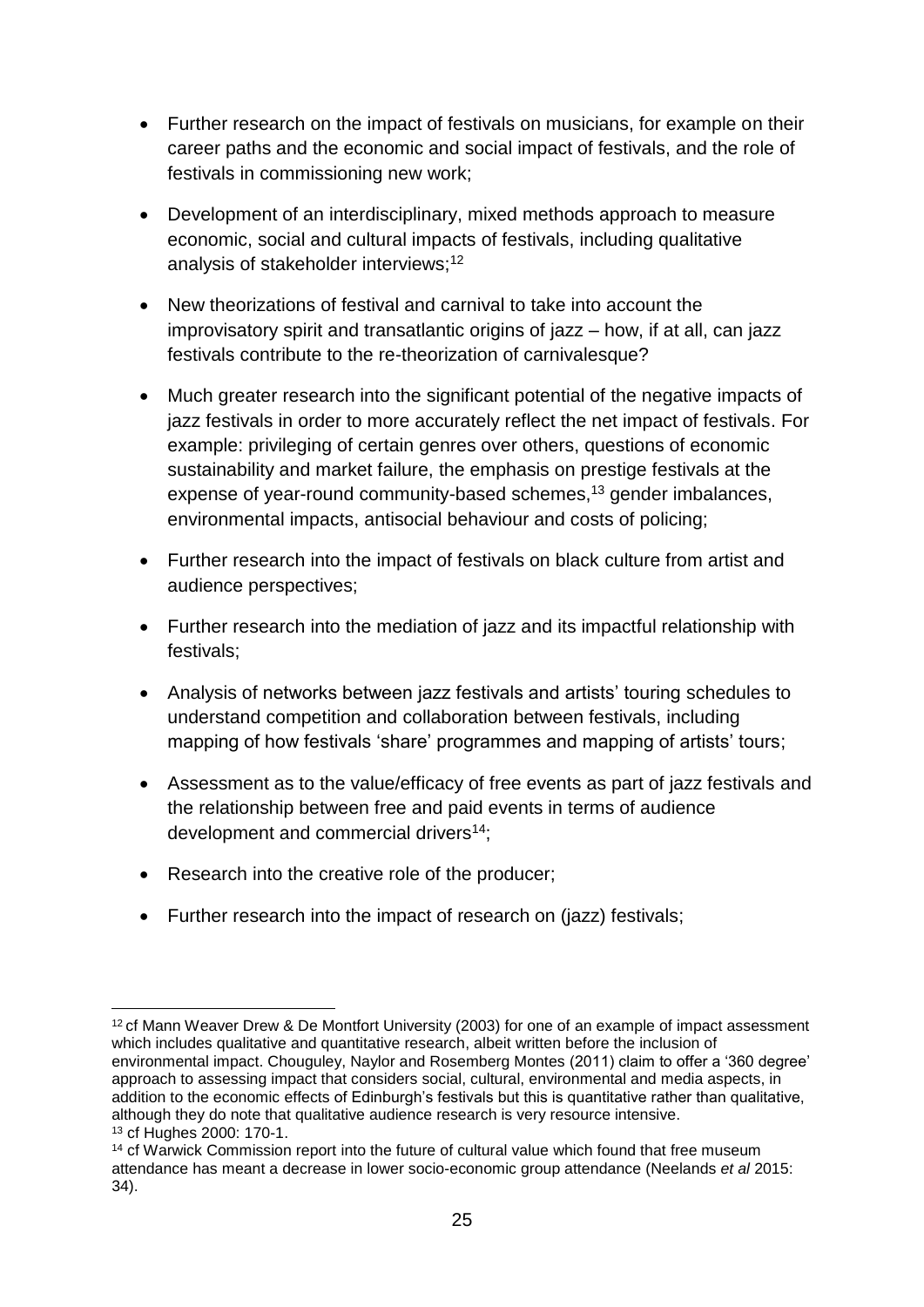- Further research on the impact of festivals on musicians, for example on their career paths and the economic and social impact of festivals, and the role of festivals in commissioning new work;

- Development of an interdisciplinary, mixed methods approach to measure economic, social and cultural impacts of festivals, including qualitative analysis of stakeholder interviews;[12]

- New theorizations of festival and carnival to take into account the improvisatory spirit and transatlantic origins of jazz – how, if at all, can jazz festivals contribute to the re-theorization of carnivalesque?

- Much greater research into the significant potential of the negative impacts of jazz festivals in order to more accurately reflect the net impact of festivals. For example: privileging of certain genres over others, questions of economic sustainability and market failure, the emphasis on prestige festivals at the expense of year-round community-based schemes,[13] gender imbalances, environmental impacts, antisocial behaviour and costs of policing;

- Further research into the impact of festivals on black culture from artist and audience perspectives;

- Further research into the mediation of jazz and its impactful relationship with festivals;

- Analysis of networks between jazz festivals and artists' touring schedules to understand competition and collaboration between festivals, including mapping of how festivals 'share' programmes and mapping of artists' tours;

- Assessment as to the value/efficacy of free events as part of jazz festivals and the relationship between free and paid events in terms of audience development and commercial drivers[14];

- Research into the creative role of the producer;

- Further research into the impact of research on (jazz) festivals;

---

[12] cf Mann Weaver Drew & De Montfort University (2003) for one of an example of impact assessment which includes qualitative and quantitative research, albeit written before the inclusion of environmental impact. Chouguley, Naylor and Rosemberg Montes (2011) claim to offer a '360 degree' approach to assessing impact that considers social, cultural, environmental and media aspects, in addition to the economic effects of Edinburgh's festivals but this is quantitative rather than qualitative, although they do note that qualitative audience research is very resource intensive.

[13] cf Hughes 2000: 170-1.

[14] cf Warwick Commission report into the future of cultural value which found that free museum attendance has meant a decrease in lower socio-economic group attendance (Neelands *et al* 2015: 34).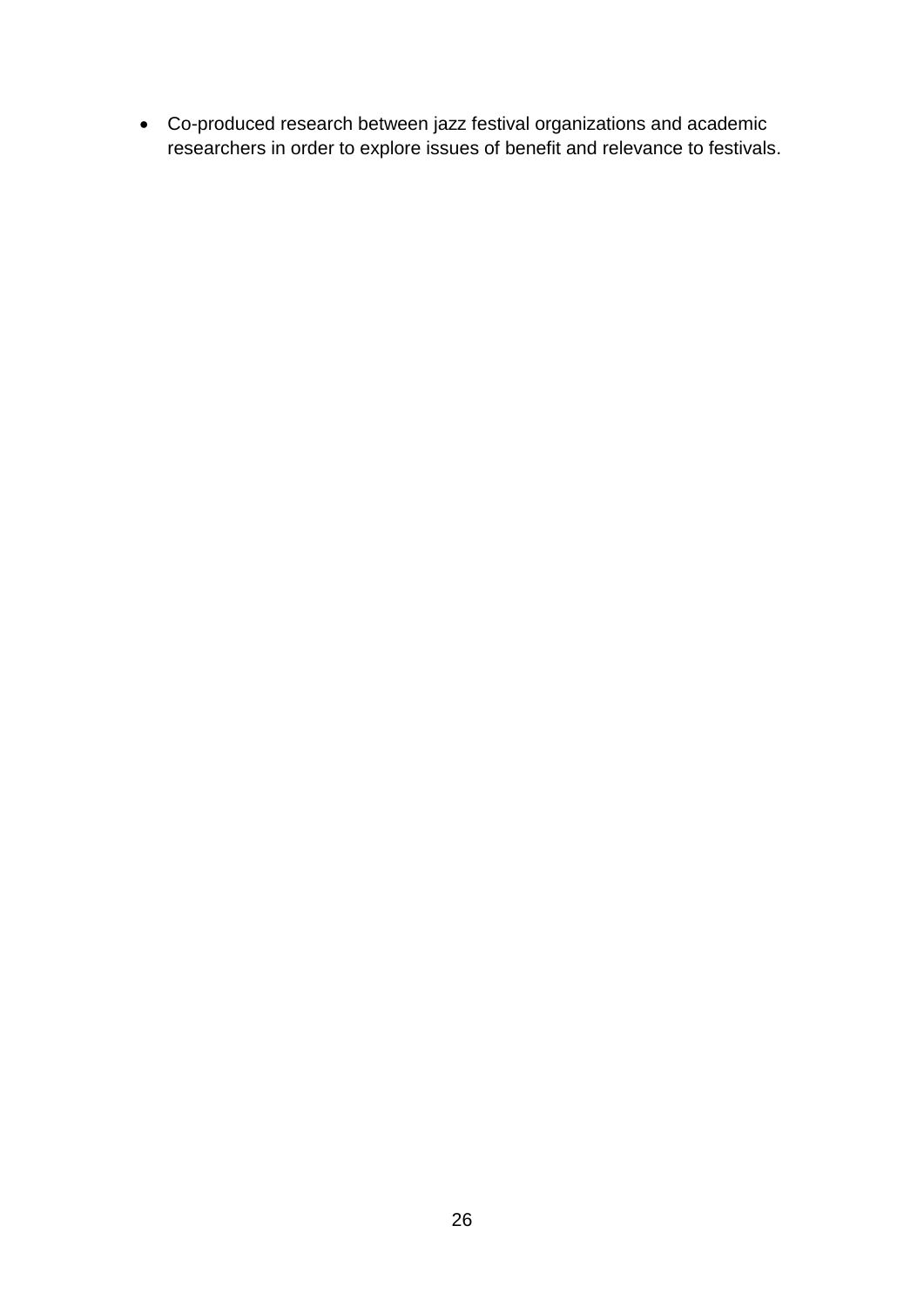- Co-produced research between jazz festival organizations and academic researchers in order to explore issues of benefit and relevance to festivals.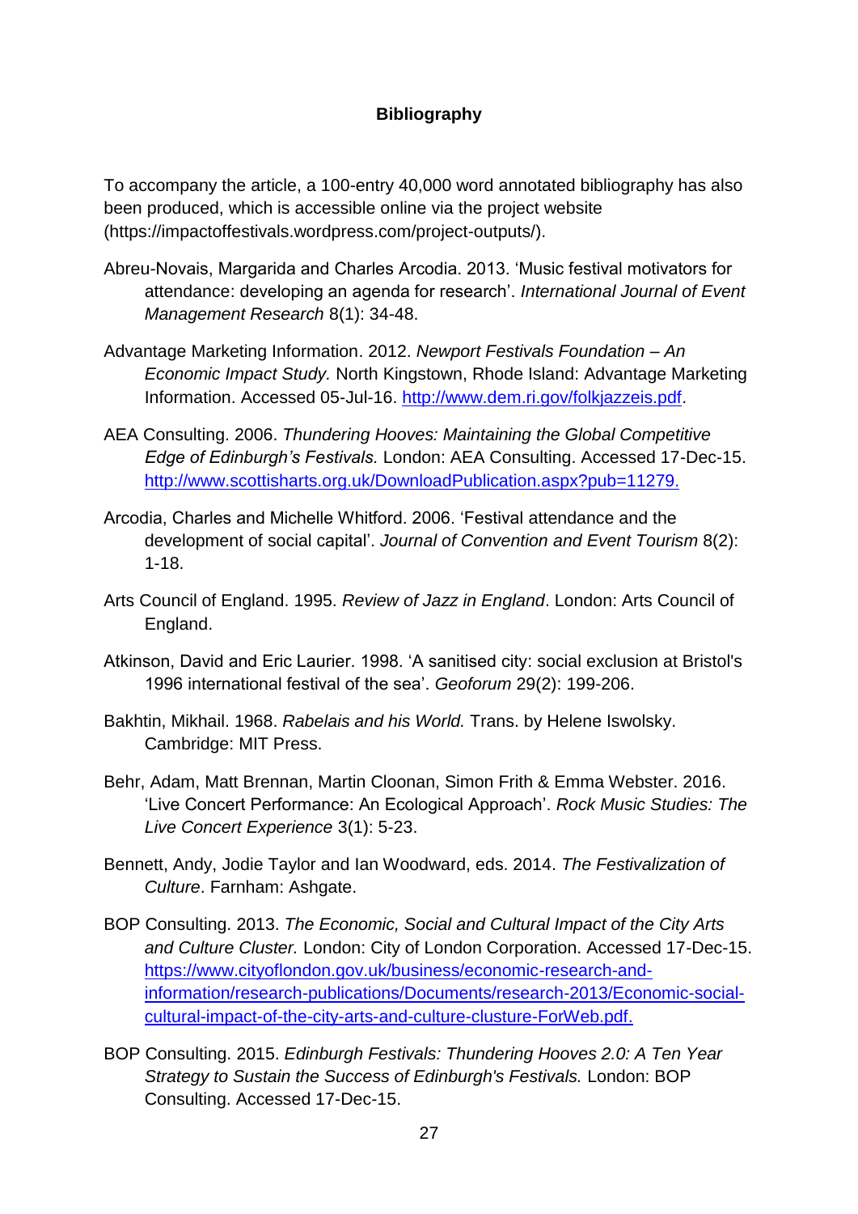## Bibliography

To accompany the article, a 100-entry 40,000 word annotated bibliography has also been produced, which is accessible online via the project website (https://impactoffestivals.wordpress.com/project-outputs/).

Abreu-Novais, Margarida and Charles Arcodia. 2013. 'Music festival motivators for attendance: developing an agenda for research'. *International Journal of Event Management Research* 8(1): 34-48.

Advantage Marketing Information. 2012. *Newport Festivals Foundation – An Economic Impact Study.* North Kingstown, Rhode Island: Advantage Marketing Information. Accessed 05-Jul-16. http://www.dem.ri.gov/folkjazzeis.pdf.

AEA Consulting. 2006. *Thundering Hooves: Maintaining the Global Competitive Edge of Edinburgh's Festivals.* London: AEA Consulting. Accessed 17-Dec-15. http://www.scottisharts.org.uk/DownloadPublication.aspx?pub=11279.

Arcodia, Charles and Michelle Whitford. 2006. 'Festival attendance and the development of social capital'. *Journal of Convention and Event Tourism* 8(2): 1-18.

Arts Council of England. 1995. *Review of Jazz in England*. London: Arts Council of England.

Atkinson, David and Eric Laurier. 1998. 'A sanitised city: social exclusion at Bristol's 1996 international festival of the sea'. *Geoforum* 29(2): 199-206.

Bakhtin, Mikhail. 1968. *Rabelais and his World.* Trans. by Helene Iswolsky. Cambridge: MIT Press.

Behr, Adam, Matt Brennan, Martin Cloonan, Simon Frith & Emma Webster. 2016. 'Live Concert Performance: An Ecological Approach'. *Rock Music Studies: The Live Concert Experience* 3(1): 5-23.

Bennett, Andy, Jodie Taylor and Ian Woodward, eds. 2014. *The Festivalization of Culture*. Farnham: Ashgate.

BOP Consulting. 2013. *The Economic, Social and Cultural Impact of the City Arts and Culture Cluster.* London: City of London Corporation. Accessed 17-Dec-15. https://www.cityoflondon.gov.uk/business/economic-research-and-information/research-publications/Documents/research-2013/Economic-social-cultural-impact-of-the-city-arts-and-culture-clusture-ForWeb.pdf.

BOP Consulting. 2015. *Edinburgh Festivals: Thundering Hooves 2.0: A Ten Year Strategy to Sustain the Success of Edinburgh's Festivals.* London: BOP Consulting. Accessed 17-Dec-15.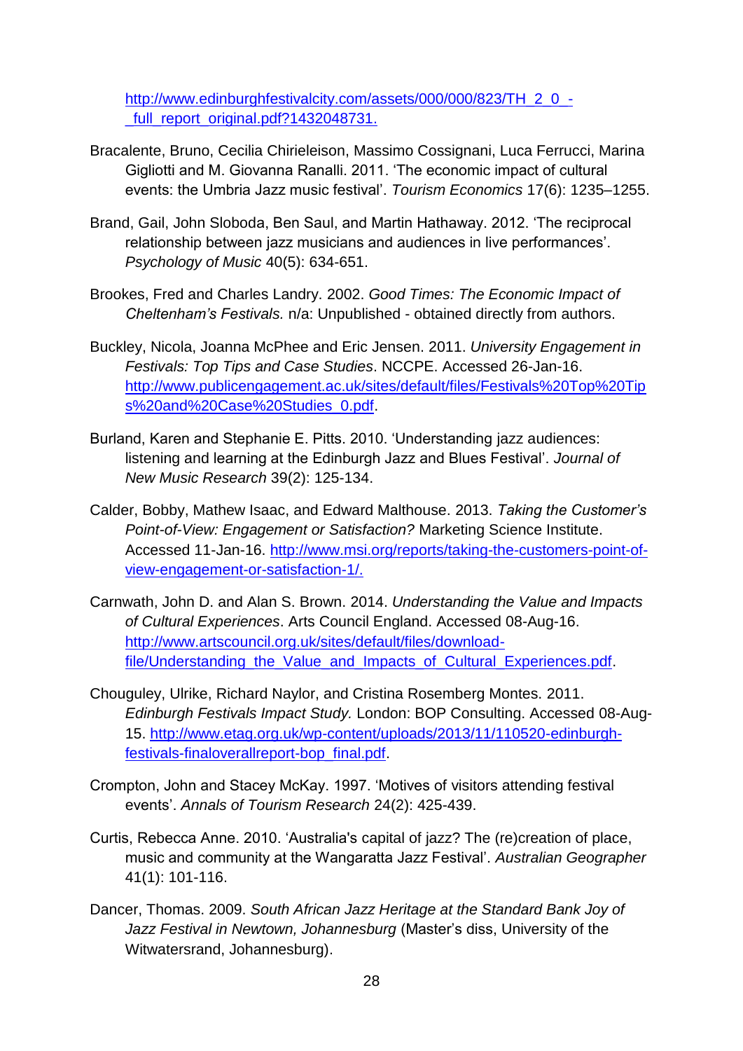http://www.edinburghfestivalcity.com/assets/000/000/823/TH_2_0_-_full_report_original.pdf?1432048731.

Bracalente, Bruno, Cecilia Chirieleison, Massimo Cossignani, Luca Ferrucci, Marina Gigliotti and M. Giovanna Ranalli. 2011. 'The economic impact of cultural events: the Umbria Jazz music festival'. *Tourism Economics* 17(6): 1235–1255.

Brand, Gail, John Sloboda, Ben Saul, and Martin Hathaway. 2012. 'The reciprocal relationship between jazz musicians and audiences in live performances'. *Psychology of Music* 40(5): 634-651.

Brookes, Fred and Charles Landry. 2002. *Good Times: The Economic Impact of Cheltenham's Festivals.* n/a: Unpublished - obtained directly from authors.

Buckley, Nicola, Joanna McPhee and Eric Jensen. 2011. *University Engagement in Festivals: Top Tips and Case Studies*. NCCPE. Accessed 26-Jan-16. http://www.publicengagement.ac.uk/sites/default/files/Festivals%20Top%20Tips%20and%20Case%20Studies_0.pdf.

Burland, Karen and Stephanie E. Pitts. 2010. 'Understanding jazz audiences: listening and learning at the Edinburgh Jazz and Blues Festival'. *Journal of New Music Research* 39(2): 125-134.

Calder, Bobby, Mathew Isaac, and Edward Malthouse. 2013. *Taking the Customer's Point-of-View: Engagement or Satisfaction?* Marketing Science Institute. Accessed 11-Jan-16. http://www.msi.org/reports/taking-the-customers-point-of-view-engagement-or-satisfaction-1/.

Carnwath, John D. and Alan S. Brown. 2014. *Understanding the Value and Impacts of Cultural Experiences*. Arts Council England. Accessed 08-Aug-16. http://www.artscouncil.org.uk/sites/default/files/download-file/Understanding_the_Value_and_Impacts_of_Cultural_Experiences.pdf.

Chouguley, Ulrike, Richard Naylor, and Cristina Rosemberg Montes. 2011. *Edinburgh Festivals Impact Study.* London: BOP Consulting. Accessed 08-Aug-15. http://www.etag.org.uk/wp-content/uploads/2013/11/110520-edinburgh-festivals-finaloverallreport-bop_final.pdf.

Crompton, John and Stacey McKay. 1997. 'Motives of visitors attending festival events'. *Annals of Tourism Research* 24(2): 425-439.

Curtis, Rebecca Anne. 2010. 'Australia's capital of jazz? The (re)creation of place, music and community at the Wangaratta Jazz Festival'. *Australian Geographer* 41(1): 101-116.

Dancer, Thomas. 2009. *South African Jazz Heritage at the Standard Bank Joy of Jazz Festival in Newtown, Johannesburg* (Master's diss, University of the Witwatersrand, Johannesburg).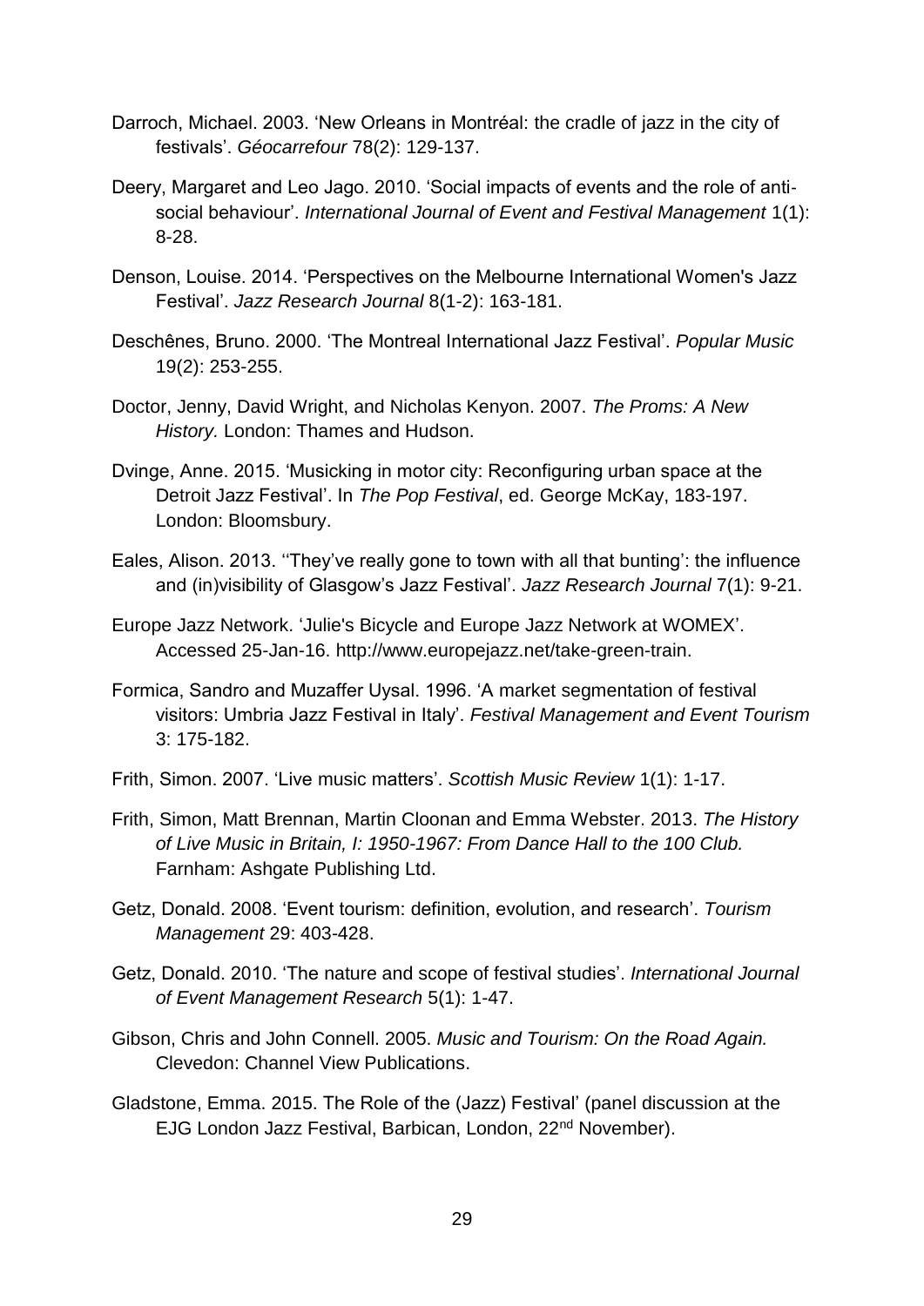Darroch, Michael. 2003. 'New Orleans in Montréal: the cradle of jazz in the city of festivals'. *Géocarrefour* 78(2): 129-137.

Deery, Margaret and Leo Jago. 2010. 'Social impacts of events and the role of anti-social behaviour'. *International Journal of Event and Festival Management* 1(1): 8-28.

Denson, Louise. 2014. 'Perspectives on the Melbourne International Women's Jazz Festival'. *Jazz Research Journal* 8(1-2): 163-181.

Deschênes, Bruno. 2000. 'The Montreal International Jazz Festival'. *Popular Music* 19(2): 253-255.

Doctor, Jenny, David Wright, and Nicholas Kenyon. 2007. *The Proms: A New History.* London: Thames and Hudson.

Dvinge, Anne. 2015. 'Musicking in motor city: Reconfiguring urban space at the Detroit Jazz Festival'. In *The Pop Festival*, ed. George McKay, 183-197. London: Bloomsbury.

Eales, Alison. 2013. ''They've really gone to town with all that bunting': the influence and (in)visibility of Glasgow's Jazz Festival'. *Jazz Research Journal* 7(1): 9-21.

Europe Jazz Network. 'Julie's Bicycle and Europe Jazz Network at WOMEX'. Accessed 25-Jan-16. http://www.europejazz.net/take-green-train.

Formica, Sandro and Muzaffer Uysal. 1996. 'A market segmentation of festival visitors: Umbria Jazz Festival in Italy'. *Festival Management and Event Tourism* 3: 175-182.

Frith, Simon. 2007. 'Live music matters'. *Scottish Music Review* 1(1): 1-17.

Frith, Simon, Matt Brennan, Martin Cloonan and Emma Webster. 2013. *The History of Live Music in Britain, I: 1950-1967: From Dance Hall to the 100 Club.* Farnham: Ashgate Publishing Ltd.

Getz, Donald. 2008. 'Event tourism: definition, evolution, and research'. *Tourism Management* 29: 403-428.

Getz, Donald. 2010. 'The nature and scope of festival studies'. *International Journal of Event Management Research* 5(1): 1-47.

Gibson, Chris and John Connell. 2005. *Music and Tourism: On the Road Again.* Clevedon: Channel View Publications.

Gladstone, Emma. 2015. The Role of the (Jazz) Festival' (panel discussion at the EJG London Jazz Festival, Barbican, London, 22nd November).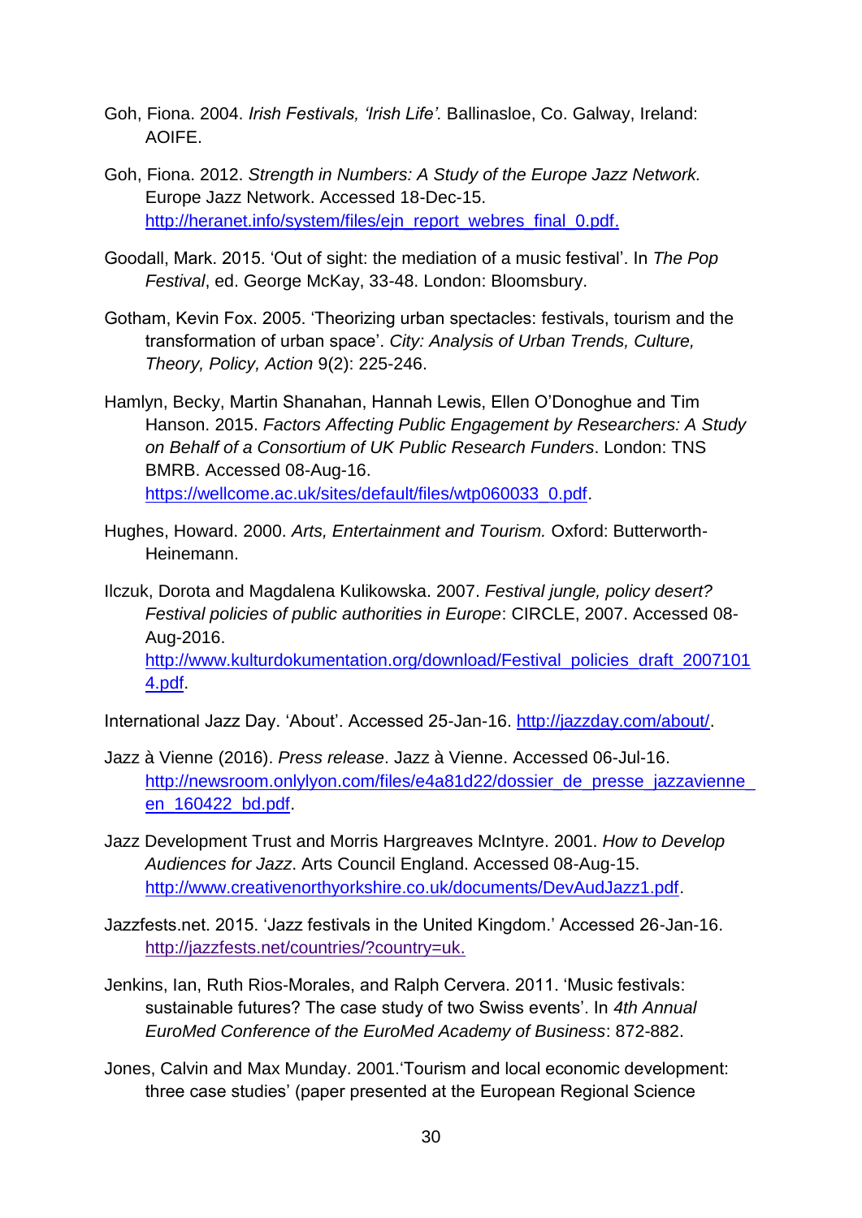Goh, Fiona. 2004. *Irish Festivals, 'Irish Life'.* Ballinasloe, Co. Galway, Ireland: AOIFE.

Goh, Fiona. 2012. *Strength in Numbers: A Study of the Europe Jazz Network.* Europe Jazz Network. Accessed 18-Dec-15. http://heranet.info/system/files/ejn_report_webres_final_0.pdf.

Goodall, Mark. 2015. 'Out of sight: the mediation of a music festival'. In *The Pop Festival*, ed. George McKay, 33-48. London: Bloomsbury.

Gotham, Kevin Fox. 2005. 'Theorizing urban spectacles: festivals, tourism and the transformation of urban space'. *City: Analysis of Urban Trends, Culture, Theory, Policy, Action* 9(2): 225-246.

Hamlyn, Becky, Martin Shanahan, Hannah Lewis, Ellen O'Donoghue and Tim Hanson. 2015. *Factors Affecting Public Engagement by Researchers: A Study on Behalf of a Consortium of UK Public Research Funders*. London: TNS BMRB. Accessed 08-Aug-16. https://wellcome.ac.uk/sites/default/files/wtp060033_0.pdf.

Hughes, Howard. 2000. *Arts, Entertainment and Tourism.* Oxford: Butterworth-Heinemann.

Ilczuk, Dorota and Magdalena Kulikowska. 2007. *Festival jungle, policy desert? Festival policies of public authorities in Europe*: CIRCLE, 2007. Accessed 08-Aug-2016. http://www.kulturdokumentation.org/download/Festival_policies_draft_20071014.pdf.

International Jazz Day. 'About'. Accessed 25-Jan-16. http://jazzday.com/about/.

Jazz à Vienne (2016). *Press release*. Jazz à Vienne. Accessed 06-Jul-16. http://newsroom.onlylyon.com/files/e4a81d22/dossier_de_presse_jazzavienne_en_160422_bd.pdf.

Jazz Development Trust and Morris Hargreaves McIntyre. 2001. *How to Develop Audiences for Jazz*. Arts Council England. Accessed 08-Aug-15. http://www.creativenorthyorkshire.co.uk/documents/DevAudJazz1.pdf.

Jazzfests.net. 2015. 'Jazz festivals in the United Kingdom.' Accessed 26-Jan-16. http://jazzfests.net/countries/?country=uk.

Jenkins, Ian, Ruth Rios-Morales, and Ralph Cervera. 2011. 'Music festivals: sustainable futures? The case study of two Swiss events'. In *4th Annual EuroMed Conference of the EuroMed Academy of Business*: 872-882.

Jones, Calvin and Max Munday. 2001.'Tourism and local economic development: three case studies' (paper presented at the European Regional Science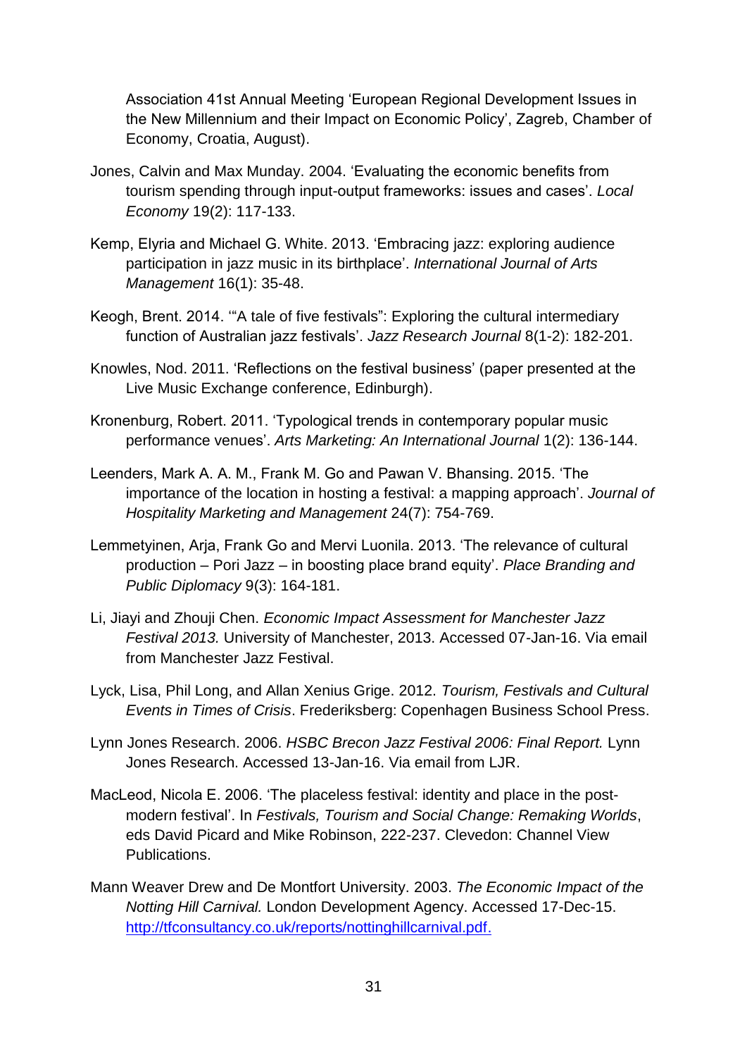Association 41st Annual Meeting 'European Regional Development Issues in the New Millennium and their Impact on Economic Policy', Zagreb, Chamber of Economy, Croatia, August).

Jones, Calvin and Max Munday. 2004. 'Evaluating the economic benefits from tourism spending through input-output frameworks: issues and cases'. *Local Economy* 19(2): 117-133.

Kemp, Elyria and Michael G. White. 2013. 'Embracing jazz: exploring audience participation in jazz music in its birthplace'. *International Journal of Arts Management* 16(1): 35-48.

Keogh, Brent. 2014. '"A tale of five festivals": Exploring the cultural intermediary function of Australian jazz festivals'. *Jazz Research Journal* 8(1-2): 182-201.

Knowles, Nod. 2011. 'Reflections on the festival business' (paper presented at the Live Music Exchange conference, Edinburgh).

Kronenburg, Robert. 2011. 'Typological trends in contemporary popular music performance venues'. *Arts Marketing: An International Journal* 1(2): 136-144.

Leenders, Mark A. A. M., Frank M. Go and Pawan V. Bhansing. 2015. 'The importance of the location in hosting a festival: a mapping approach'. *Journal of Hospitality Marketing and Management* 24(7): 754-769.

Lemmetyinen, Arja, Frank Go and Mervi Luonila. 2013. 'The relevance of cultural production – Pori Jazz – in boosting place brand equity'. *Place Branding and Public Diplomacy* 9(3): 164-181.

Li, Jiayi and Zhouji Chen. *Economic Impact Assessment for Manchester Jazz Festival 2013.* University of Manchester, 2013. Accessed 07-Jan-16. Via email from Manchester Jazz Festival.

Lyck, Lisa, Phil Long, and Allan Xenius Grige. 2012. *Tourism, Festivals and Cultural Events in Times of Crisis*. Frederiksberg: Copenhagen Business School Press.

Lynn Jones Research. 2006. *HSBC Brecon Jazz Festival 2006: Final Report.* Lynn Jones Research. Accessed 13-Jan-16. Via email from LJR.

MacLeod, Nicola E. 2006. 'The placeless festival: identity and place in the post-modern festival'. In *Festivals, Tourism and Social Change: Remaking Worlds*, eds David Picard and Mike Robinson, 222-237. Clevedon: Channel View Publications.

Mann Weaver Drew and De Montfort University. 2003. *The Economic Impact of the Notting Hill Carnival.* London Development Agency. Accessed 17-Dec-15. http://tfconsultancy.co.uk/reports/nottinghillcarnival.pdf.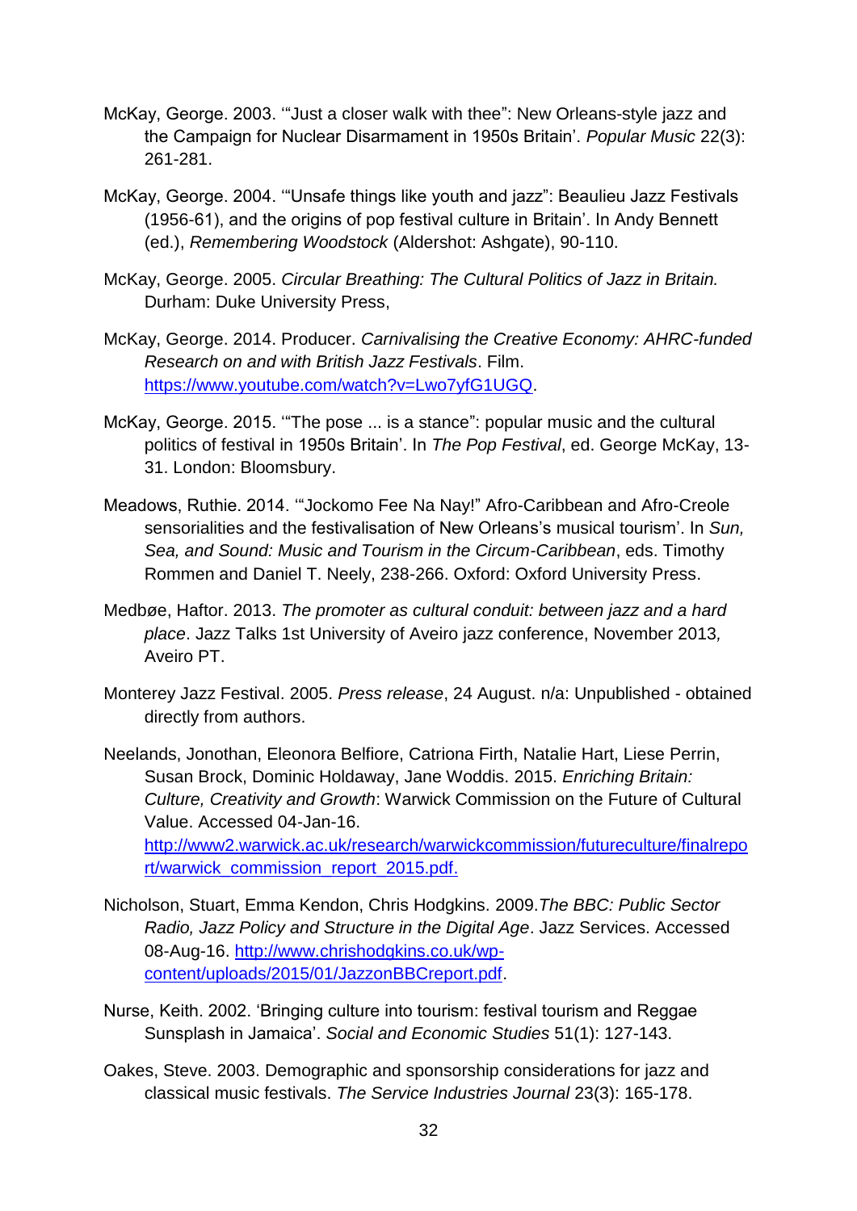McKay, George. 2003. '"Just a closer walk with thee": New Orleans-style jazz and the Campaign for Nuclear Disarmament in 1950s Britain'. *Popular Music* 22(3): 261-281.

McKay, George. 2004. '"Unsafe things like youth and jazz": Beaulieu Jazz Festivals (1956-61), and the origins of pop festival culture in Britain'. In Andy Bennett (ed.), *Remembering Woodstock* (Aldershot: Ashgate), 90-110.

McKay, George. 2005. *Circular Breathing: The Cultural Politics of Jazz in Britain.* Durham: Duke University Press,

McKay, George. 2014. Producer. *Carnivalising the Creative Economy: AHRC-funded Research on and with British Jazz Festivals*. Film. https://www.youtube.com/watch?v=Lwo7yfG1UGQ.

McKay, George. 2015. '"The pose ... is a stance": popular music and the cultural politics of festival in 1950s Britain'. In *The Pop Festival*, ed. George McKay, 13-31. London: Bloomsbury.

Meadows, Ruthie. 2014. '"Jockomo Fee Na Nay!" Afro-Caribbean and Afro-Creole sensorialities and the festivalisation of New Orleans's musical tourism'. In *Sun, Sea, and Sound: Music and Tourism in the Circum-Caribbean*, eds. Timothy Rommen and Daniel T. Neely, 238-266. Oxford: Oxford University Press.

Medbøe, Haftor. 2013. *The promoter as cultural conduit: between jazz and a hard place*. Jazz Talks 1st University of Aveiro jazz conference, November 2013*,* Aveiro PT.

Monterey Jazz Festival. 2005. *Press release*, 24 August. n/a: Unpublished - obtained directly from authors.

Neelands, Jonothan, Eleonora Belfiore, Catriona Firth, Natalie Hart, Liese Perrin, Susan Brock, Dominic Holdaway, Jane Woddis. 2015. *Enriching Britain: Culture, Creativity and Growth*: Warwick Commission on the Future of Cultural Value. Accessed 04-Jan-16. http://www2.warwick.ac.uk/research/warwickcommission/futureculture/finalreport/warwick_commission_report_2015.pdf.

Nicholson, Stuart, Emma Kendon, Chris Hodgkins. 2009.*The BBC: Public Sector Radio, Jazz Policy and Structure in the Digital Age*. Jazz Services. Accessed 08-Aug-16. http://www.chrishodgkins.co.uk/wp-content/uploads/2015/01/JazzonBBCreport.pdf.

Nurse, Keith. 2002. 'Bringing culture into tourism: festival tourism and Reggae Sunsplash in Jamaica'. *Social and Economic Studies* 51(1): 127-143.

Oakes, Steve. 2003. Demographic and sponsorship considerations for jazz and classical music festivals. *The Service Industries Journal* 23(3): 165-178.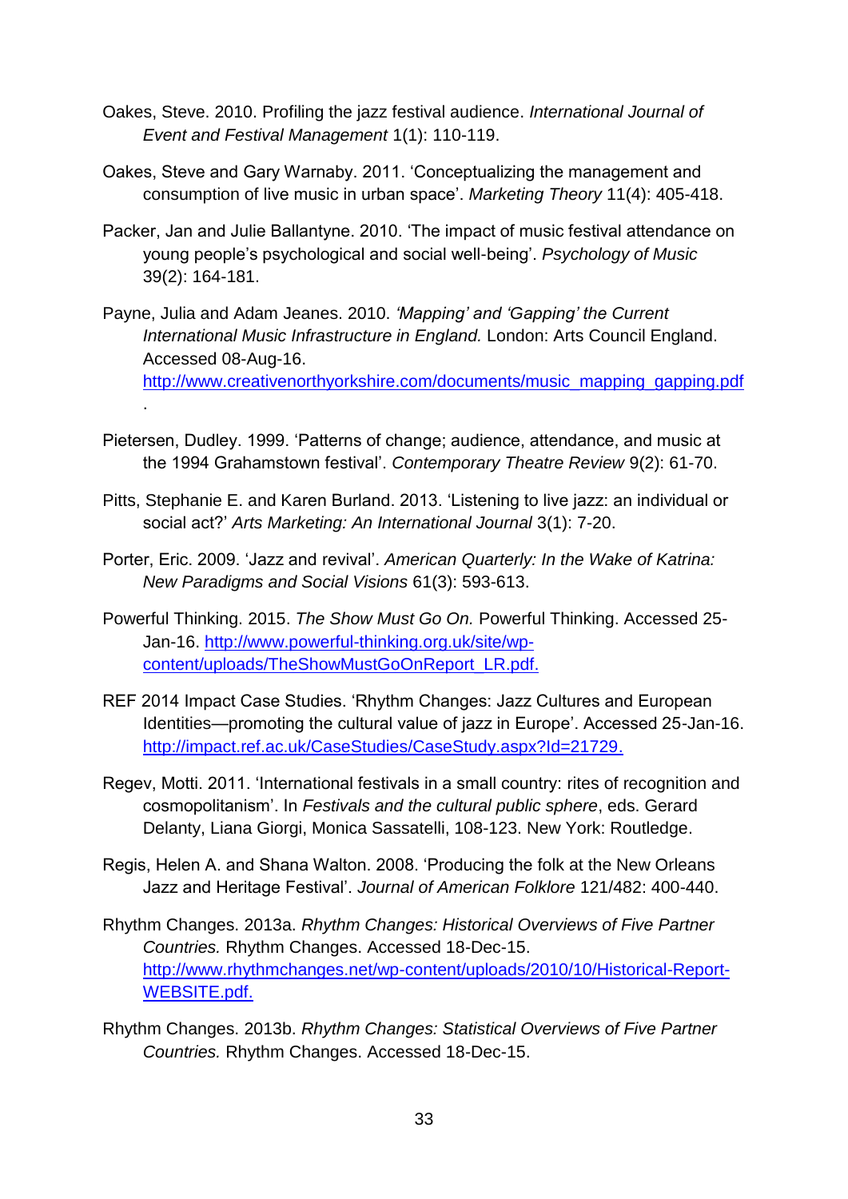Oakes, Steve. 2010. Profiling the jazz festival audience. *International Journal of Event and Festival Management* 1(1): 110-119.

Oakes, Steve and Gary Warnaby. 2011. 'Conceptualizing the management and consumption of live music in urban space'. *Marketing Theory* 11(4): 405-418.

Packer, Jan and Julie Ballantyne. 2010. 'The impact of music festival attendance on young people's psychological and social well-being'. *Psychology of Music* 39(2): 164-181.

Payne, Julia and Adam Jeanes. 2010. *'Mapping' and 'Gapping' the Current International Music Infrastructure in England.* London: Arts Council England. Accessed 08-Aug-16. http://www.creativenorthyorkshire.com/documents/music_mapping_gapping.pdf .

Pietersen, Dudley. 1999. 'Patterns of change; audience, attendance, and music at the 1994 Grahamstown festival'. *Contemporary Theatre Review* 9(2): 61-70.

Pitts, Stephanie E. and Karen Burland. 2013. 'Listening to live jazz: an individual or social act?' *Arts Marketing: An International Journal* 3(1): 7-20.

Porter, Eric. 2009. 'Jazz and revival'. *American Quarterly: In the Wake of Katrina: New Paradigms and Social Visions* 61(3): 593-613.

Powerful Thinking. 2015. *The Show Must Go On.* Powerful Thinking. Accessed 25-Jan-16. http://www.powerful-thinking.org.uk/site/wp-content/uploads/TheShowMustGoOnReport_LR.pdf.

REF 2014 Impact Case Studies. 'Rhythm Changes: Jazz Cultures and European Identities—promoting the cultural value of jazz in Europe'. Accessed 25-Jan-16. http://impact.ref.ac.uk/CaseStudies/CaseStudy.aspx?Id=21729.

Regev, Motti. 2011. 'International festivals in a small country: rites of recognition and cosmopolitanism'. In *Festivals and the cultural public sphere*, eds. Gerard Delanty, Liana Giorgi, Monica Sassatelli, 108-123. New York: Routledge.

Regis, Helen A. and Shana Walton. 2008. 'Producing the folk at the New Orleans Jazz and Heritage Festival'. *Journal of American Folklore* 121/482: 400-440.

Rhythm Changes. 2013a. *Rhythm Changes: Historical Overviews of Five Partner Countries.* Rhythm Changes. Accessed 18-Dec-15. http://www.rhythmchanges.net/wp-content/uploads/2010/10/Historical-Report-WEBSITE.pdf.

Rhythm Changes. 2013b. *Rhythm Changes: Statistical Overviews of Five Partner Countries.* Rhythm Changes. Accessed 18-Dec-15.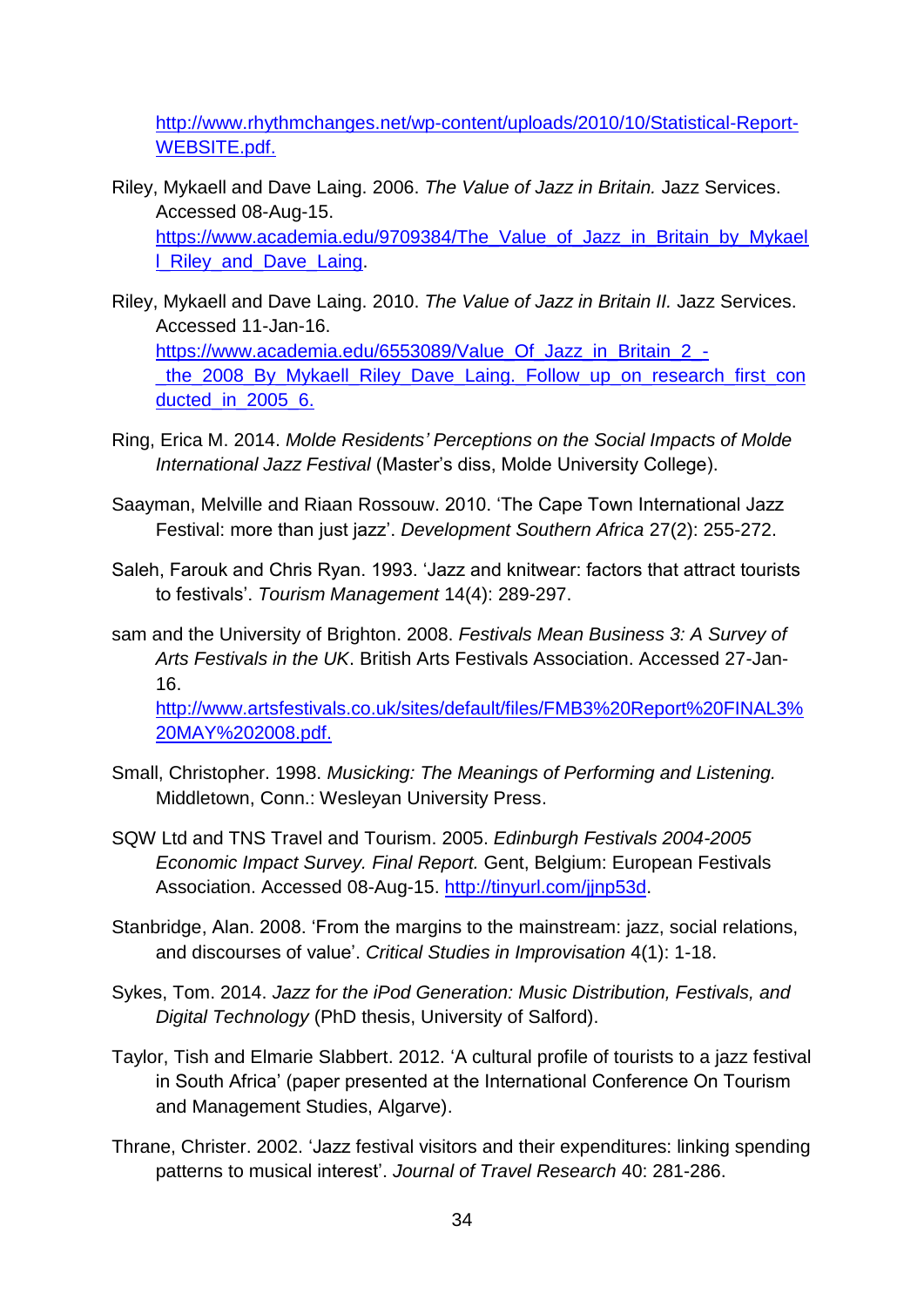http://www.rhythmchanges.net/wp-content/uploads/2010/10/Statistical-Report-WEBSITE.pdf.

Riley, Mykaell and Dave Laing. 2006. *The Value of Jazz in Britain.* Jazz Services. Accessed 08-Aug-15. https://www.academia.edu/9709384/The_Value_of_Jazz_in_Britain_by_Mykaell_Riley_and_Dave_Laing.

Riley, Mykaell and Dave Laing. 2010. *The Value of Jazz in Britain II.* Jazz Services. Accessed 11-Jan-16. https://www.academia.edu/6553089/Value_Of_Jazz_in_Britain_2_-_the_2008_By_Mykaell_Riley_Dave_Laing._Follow_up_on_research_first_conducted_in_2005_6.

Ring, Erica M. 2014. *Molde Residents' Perceptions on the Social Impacts of Molde International Jazz Festival* (Master's diss, Molde University College).

Saayman, Melville and Riaan Rossouw. 2010. 'The Cape Town International Jazz Festival: more than just jazz'. *Development Southern Africa* 27(2): 255-272.

Saleh, Farouk and Chris Ryan. 1993. 'Jazz and knitwear: factors that attract tourists to festivals'. *Tourism Management* 14(4): 289-297.

sam and the University of Brighton. 2008. *Festivals Mean Business 3: A Survey of Arts Festivals in the UK*. British Arts Festivals Association. Accessed 27-Jan-16. http://www.artsfestivals.co.uk/sites/default/files/FMB3%20Report%20FINAL3%20MAY%202008.pdf.

Small, Christopher. 1998. *Musicking: The Meanings of Performing and Listening.* Middletown, Conn.: Wesleyan University Press.

SQW Ltd and TNS Travel and Tourism. 2005. *Edinburgh Festivals 2004-2005 Economic Impact Survey. Final Report.* Gent, Belgium: European Festivals Association. Accessed 08-Aug-15. http://tinyurl.com/jjnp53d.

Stanbridge, Alan. 2008. 'From the margins to the mainstream: jazz, social relations, and discourses of value'. *Critical Studies in Improvisation* 4(1): 1-18.

Sykes, Tom. 2014. *Jazz for the iPod Generation: Music Distribution, Festivals, and Digital Technology* (PhD thesis, University of Salford).

Taylor, Tish and Elmarie Slabbert. 2012. 'A cultural profile of tourists to a jazz festival in South Africa' (paper presented at the International Conference On Tourism and Management Studies, Algarve).

Thrane, Christer. 2002. 'Jazz festival visitors and their expenditures: linking spending patterns to musical interest'. *Journal of Travel Research* 40: 281-286.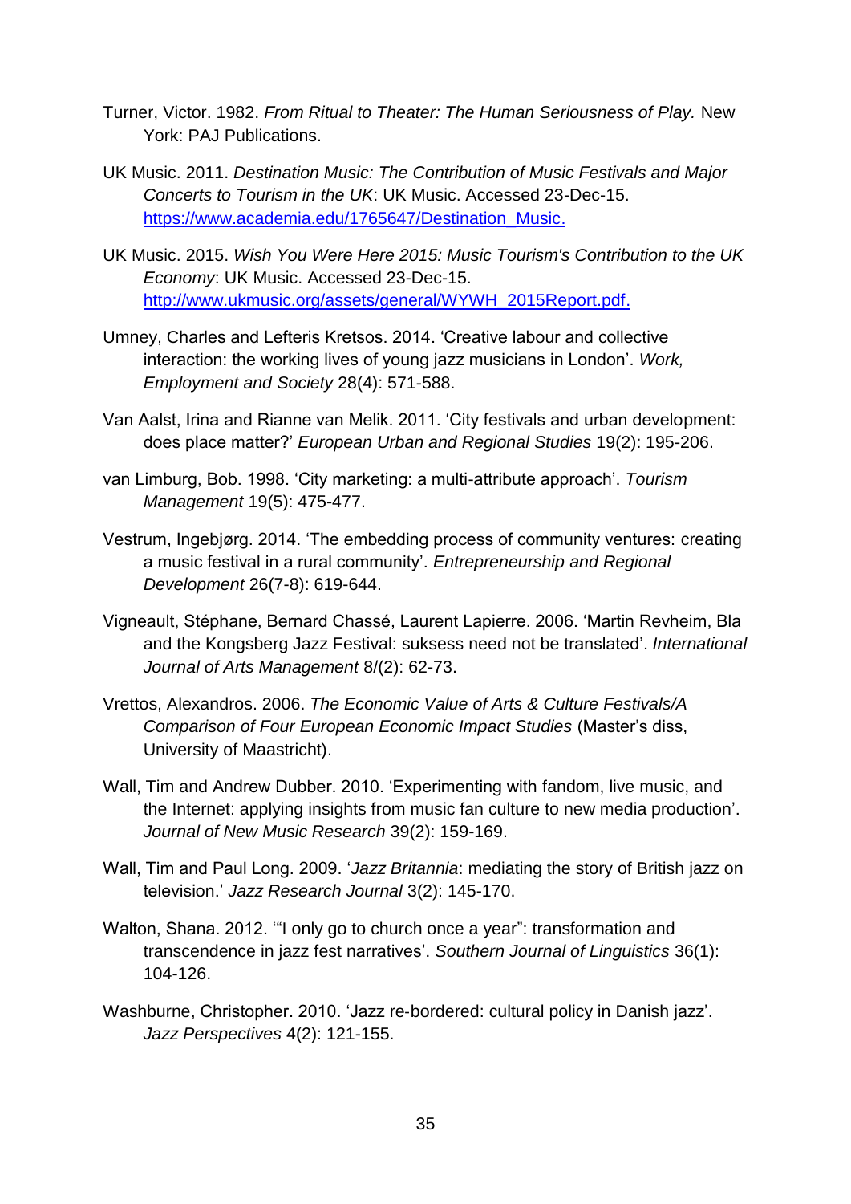Turner, Victor. 1982. *From Ritual to Theater: The Human Seriousness of Play.* New York: PAJ Publications.

UK Music. 2011. *Destination Music: The Contribution of Music Festivals and Major Concerts to Tourism in the UK*: UK Music. Accessed 23-Dec-15. https://www.academia.edu/1765647/Destination_Music.

UK Music. 2015. *Wish You Were Here 2015: Music Tourism's Contribution to the UK Economy*: UK Music. Accessed 23-Dec-15. http://www.ukmusic.org/assets/general/WYWH_2015Report.pdf.

Umney, Charles and Lefteris Kretsos. 2014. 'Creative labour and collective interaction: the working lives of young jazz musicians in London'. *Work, Employment and Society* 28(4): 571-588.

Van Aalst, Irina and Rianne van Melik. 2011. 'City festivals and urban development: does place matter?' *European Urban and Regional Studies* 19(2): 195-206.

van Limburg, Bob. 1998. 'City marketing: a multi-attribute approach'. *Tourism Management* 19(5): 475-477.

Vestrum, Ingebjørg. 2014. 'The embedding process of community ventures: creating a music festival in a rural community'. *Entrepreneurship and Regional Development* 26(7-8): 619-644.

Vigneault, Stéphane, Bernard Chassé, Laurent Lapierre. 2006. 'Martin Revheim, Bla and the Kongsberg Jazz Festival: suksess need not be translated'. *International Journal of Arts Management* 8/(2): 62-73.

Vrettos, Alexandros. 2006. *The Economic Value of Arts & Culture Festivals/A Comparison of Four European Economic Impact Studies* (Master's diss, University of Maastricht).

Wall, Tim and Andrew Dubber. 2010. 'Experimenting with fandom, live music, and the Internet: applying insights from music fan culture to new media production'. *Journal of New Music Research* 39(2): 159-169.

Wall, Tim and Paul Long. 2009. '*Jazz Britannia*: mediating the story of British jazz on television.' *Jazz Research Journal* 3(2): 145-170.

Walton, Shana. 2012. '"I only go to church once a year": transformation and transcendence in jazz fest narratives'. *Southern Journal of Linguistics* 36(1): 104-126.

Washburne, Christopher. 2010. 'Jazz re-bordered: cultural policy in Danish jazz'. *Jazz Perspectives* 4(2): 121-155.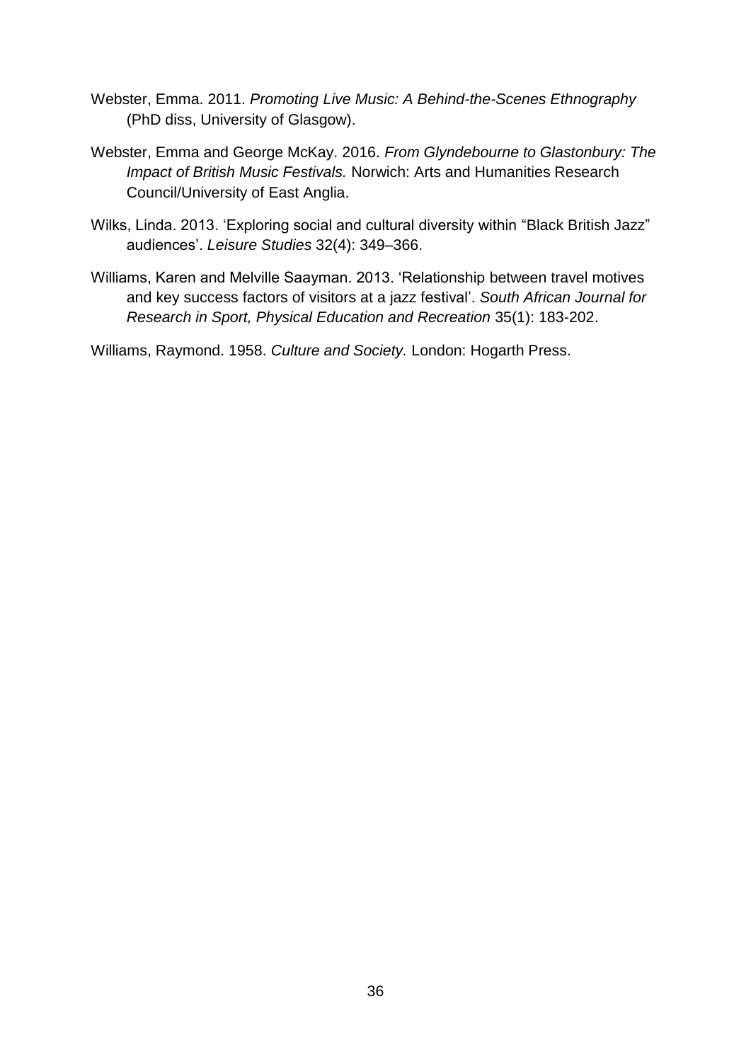Webster, Emma. 2011. *Promoting Live Music: A Behind-the-Scenes Ethnography* (PhD diss, University of Glasgow).

Webster, Emma and George McKay. 2016. *From Glyndebourne to Glastonbury: The Impact of British Music Festivals.* Norwich: Arts and Humanities Research Council/University of East Anglia.

Wilks, Linda. 2013. 'Exploring social and cultural diversity within "Black British Jazz" audiences'. *Leisure Studies* 32(4): 349–366.

Williams, Karen and Melville Saayman. 2013. 'Relationship between travel motives and key success factors of visitors at a jazz festival'. *South African Journal for Research in Sport, Physical Education and Recreation* 35(1): 183-202.

Williams, Raymond. 1958. *Culture and Society.* London: Hogarth Press.